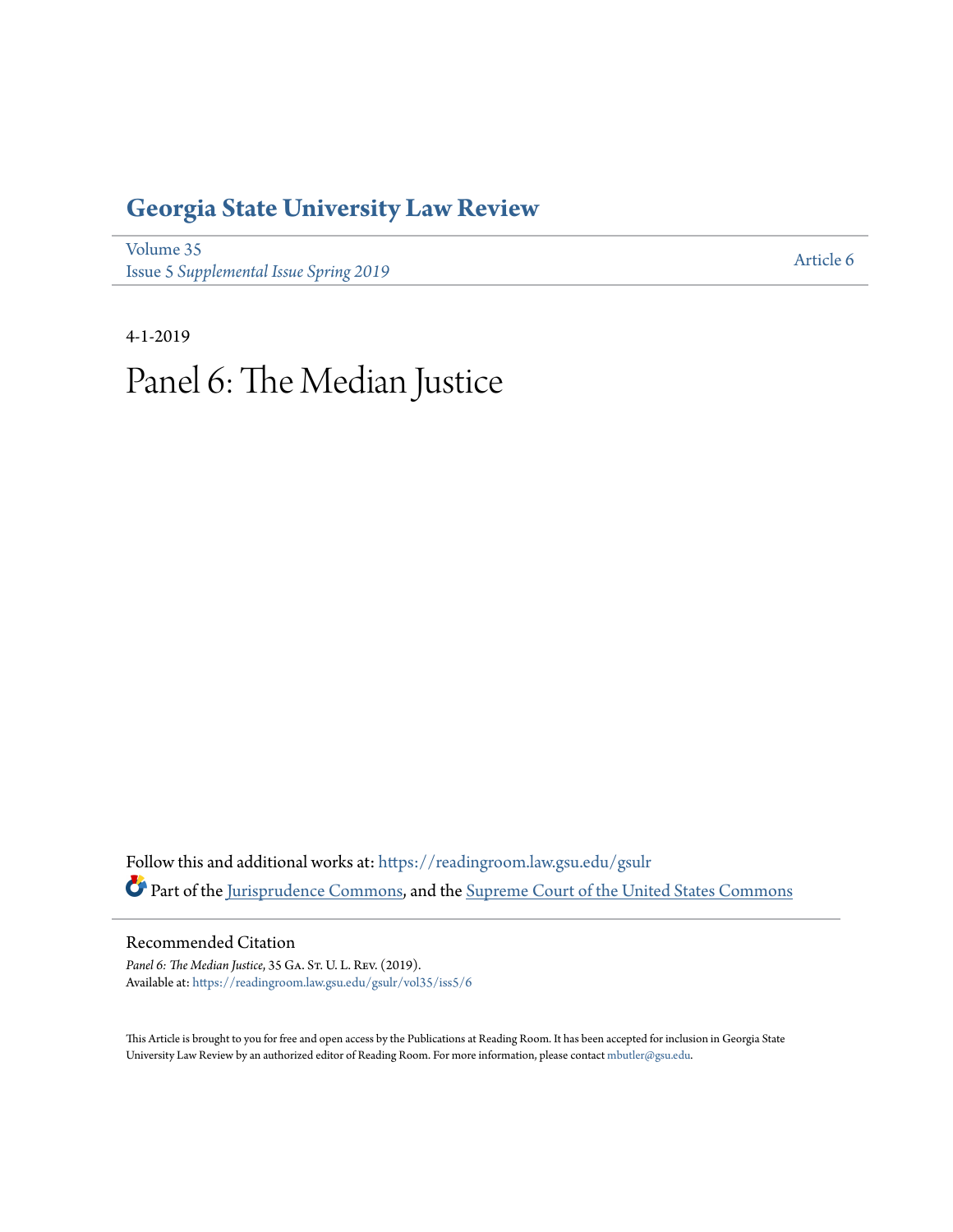# Georgia State University Law Review

Volume 35
Issue 5 *Supplemental Issue Spring 2019*

Article 6

4-1-2019

# Panel 6: The Median Justice

Follow this and additional works at: https://readingroom.law.gsu.edu/gsulr

Part of the Jurisprudence Commons, and the Supreme Court of the United States Commons

## Recommended Citation

*Panel 6: The Median Justice*, 35 Ga. St. U. L. Rev. (2019).
Available at: https://readingroom.law.gsu.edu/gsulr/vol35/iss5/6

This Article is brought to you for free and open access by the Publications at Reading Room. It has been accepted for inclusion in Georgia State University Law Review by an authorized editor of Reading Room. For more information, please contact mbutler@gsu.edu.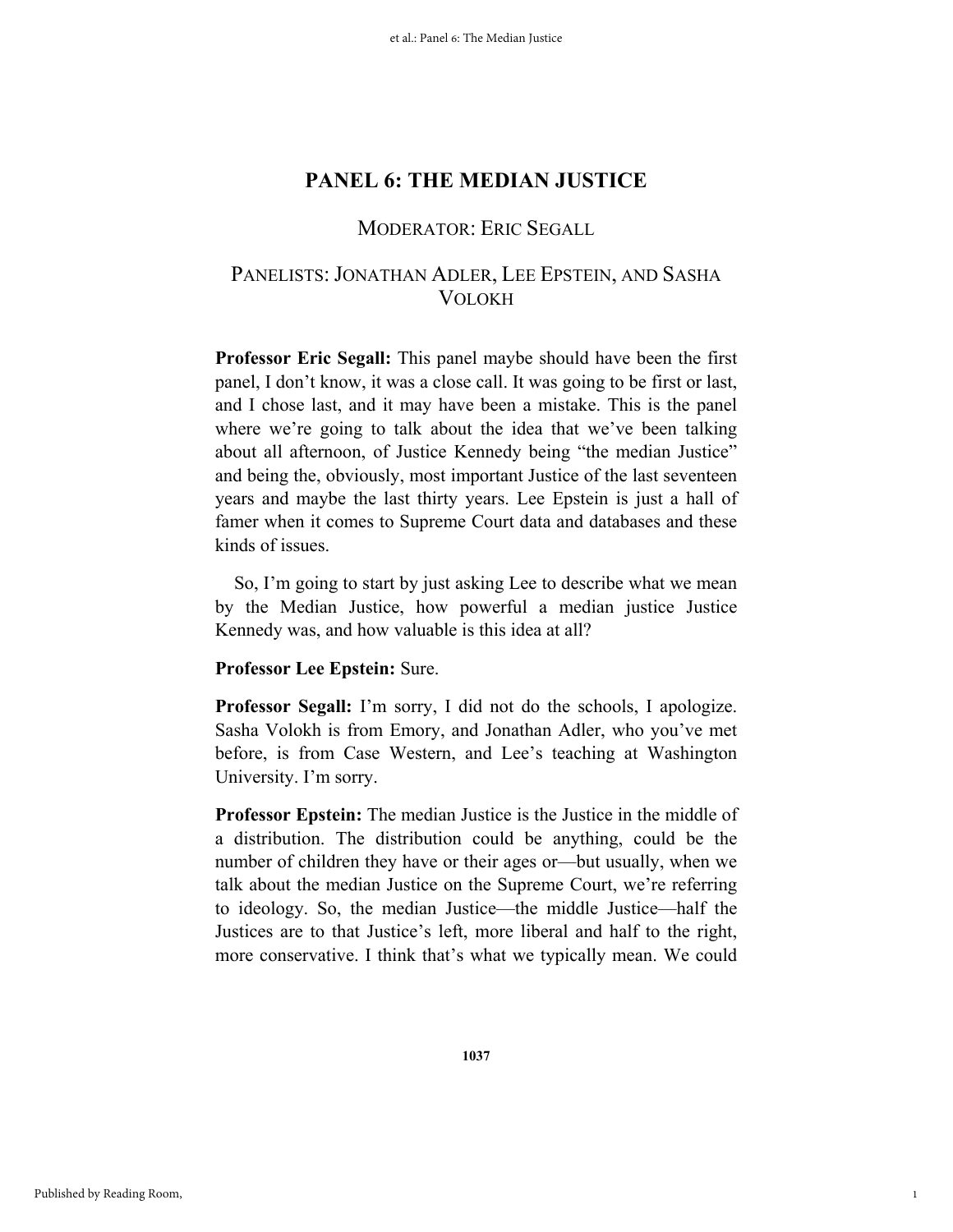# PANEL 6: THE MEDIAN JUSTICE

MODERATOR: ERIC SEGALL

PANELISTS: JONATHAN ADLER, LEE EPSTEIN, AND SASHA VOLOKH

**Professor Eric Segall:** This panel maybe should have been the first panel, I don't know, it was a close call. It was going to be first or last, and I chose last, and it may have been a mistake. This is the panel where we're going to talk about the idea that we've been talking about all afternoon, of Justice Kennedy being "the median Justice" and being the, obviously, most important Justice of the last seventeen years and maybe the last thirty years. Lee Epstein is just a hall of famer when it comes to Supreme Court data and databases and these kinds of issues.

So, I'm going to start by just asking Lee to describe what we mean by the Median Justice, how powerful a median justice Justice Kennedy was, and how valuable is this idea at all?

**Professor Lee Epstein:** Sure.

**Professor Segall:** I'm sorry, I did not do the schools, I apologize. Sasha Volokh is from Emory, and Jonathan Adler, who you've met before, is from Case Western, and Lee's teaching at Washington University. I'm sorry.

**Professor Epstein:** The median Justice is the Justice in the middle of a distribution. The distribution could be anything, could be the number of children they have or their ages or—but usually, when we talk about the median Justice on the Supreme Court, we're referring to ideology. So, the median Justice—the middle Justice—half the Justices are to that Justice's left, more liberal and half to the right, more conservative. I think that's what we typically mean. We could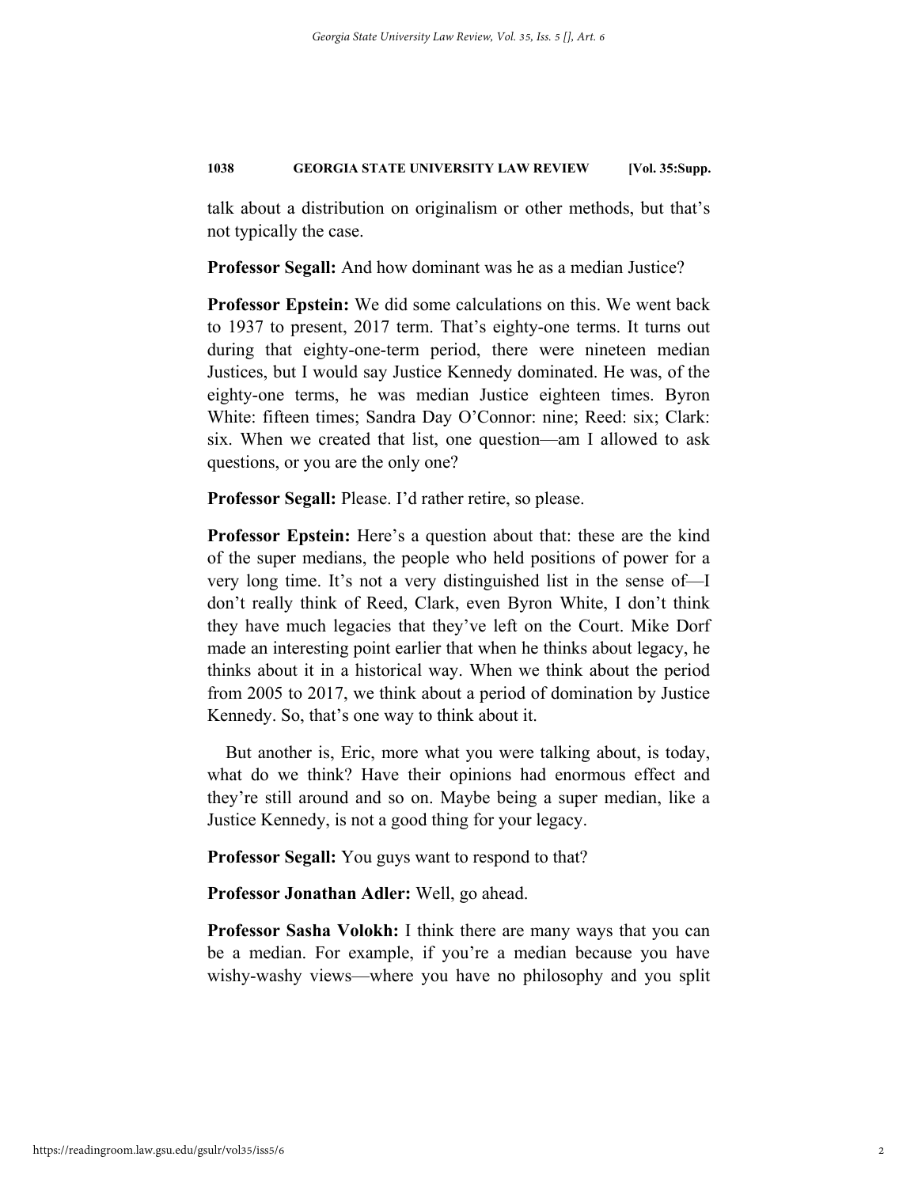talk about a distribution on originalism or other methods, but that's not typically the case.

**Professor Segall:** And how dominant was he as a median Justice?

**Professor Epstein:** We did some calculations on this. We went back to 1937 to present, 2017 term. That's eighty-one terms. It turns out during that eighty-one-term period, there were nineteen median Justices, but I would say Justice Kennedy dominated. He was, of the eighty-one terms, he was median Justice eighteen times. Byron White: fifteen times; Sandra Day O'Connor: nine; Reed: six; Clark: six. When we created that list, one question—am I allowed to ask questions, or you are the only one?

**Professor Segall:** Please. I'd rather retire, so please.

**Professor Epstein:** Here's a question about that: these are the kind of the super medians, the people who held positions of power for a very long time. It's not a very distinguished list in the sense of—I don't really think of Reed, Clark, even Byron White, I don't think they have much legacies that they've left on the Court. Mike Dorf made an interesting point earlier that when he thinks about legacy, he thinks about it in a historical way. When we think about the period from 2005 to 2017, we think about a period of domination by Justice Kennedy. So, that's one way to think about it.

But another is, Eric, more what you were talking about, is today, what do we think? Have their opinions had enormous effect and they're still around and so on. Maybe being a super median, like a Justice Kennedy, is not a good thing for your legacy.

**Professor Segall:** You guys want to respond to that?

**Professor Jonathan Adler:** Well, go ahead.

**Professor Sasha Volokh:** I think there are many ways that you can be a median. For example, if you're a median because you have wishy-washy views—where you have no philosophy and you split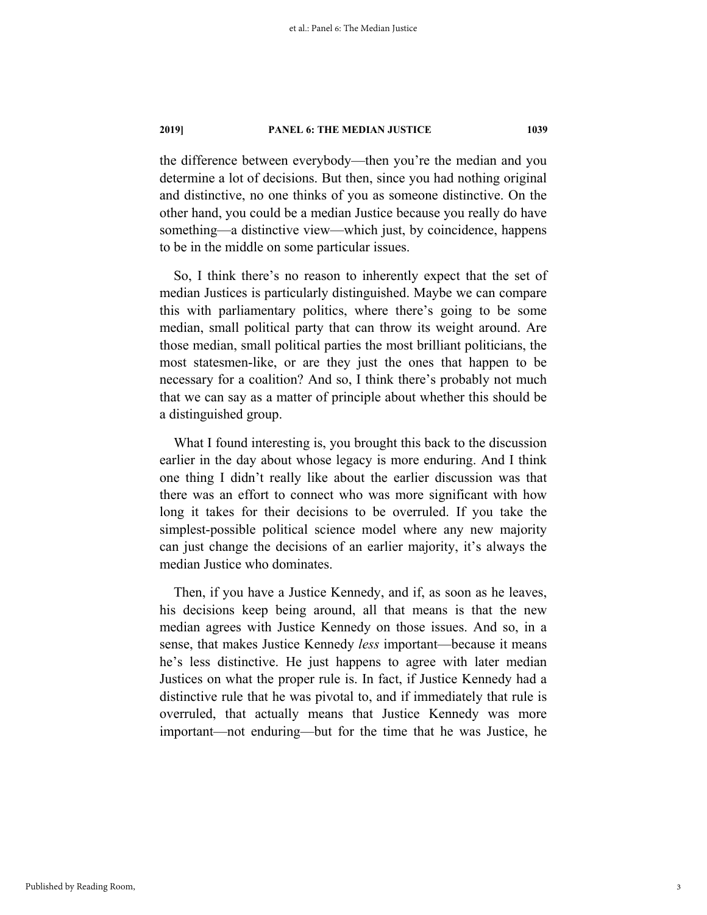the difference between everybody—then you're the median and you determine a lot of decisions. But then, since you had nothing original and distinctive, no one thinks of you as someone distinctive. On the other hand, you could be a median Justice because you really do have something—a distinctive view—which just, by coincidence, happens to be in the middle on some particular issues.

So, I think there's no reason to inherently expect that the set of median Justices is particularly distinguished. Maybe we can compare this with parliamentary politics, where there's going to be some median, small political party that can throw its weight around. Are those median, small political parties the most brilliant politicians, the most statesmen-like, or are they just the ones that happen to be necessary for a coalition? And so, I think there's probably not much that we can say as a matter of principle about whether this should be a distinguished group.

What I found interesting is, you brought this back to the discussion earlier in the day about whose legacy is more enduring. And I think one thing I didn't really like about the earlier discussion was that there was an effort to connect who was more significant with how long it takes for their decisions to be overruled. If you take the simplest-possible political science model where any new majority can just change the decisions of an earlier majority, it's always the median Justice who dominates.

Then, if you have a Justice Kennedy, and if, as soon as he leaves, his decisions keep being around, all that means is that the new median agrees with Justice Kennedy on those issues. And so, in a sense, that makes Justice Kennedy *less* important—because it means he's less distinctive. He just happens to agree with later median Justices on what the proper rule is. In fact, if Justice Kennedy had a distinctive rule that he was pivotal to, and if immediately that rule is overruled, that actually means that Justice Kennedy was more important—not enduring—but for the time that he was Justice, he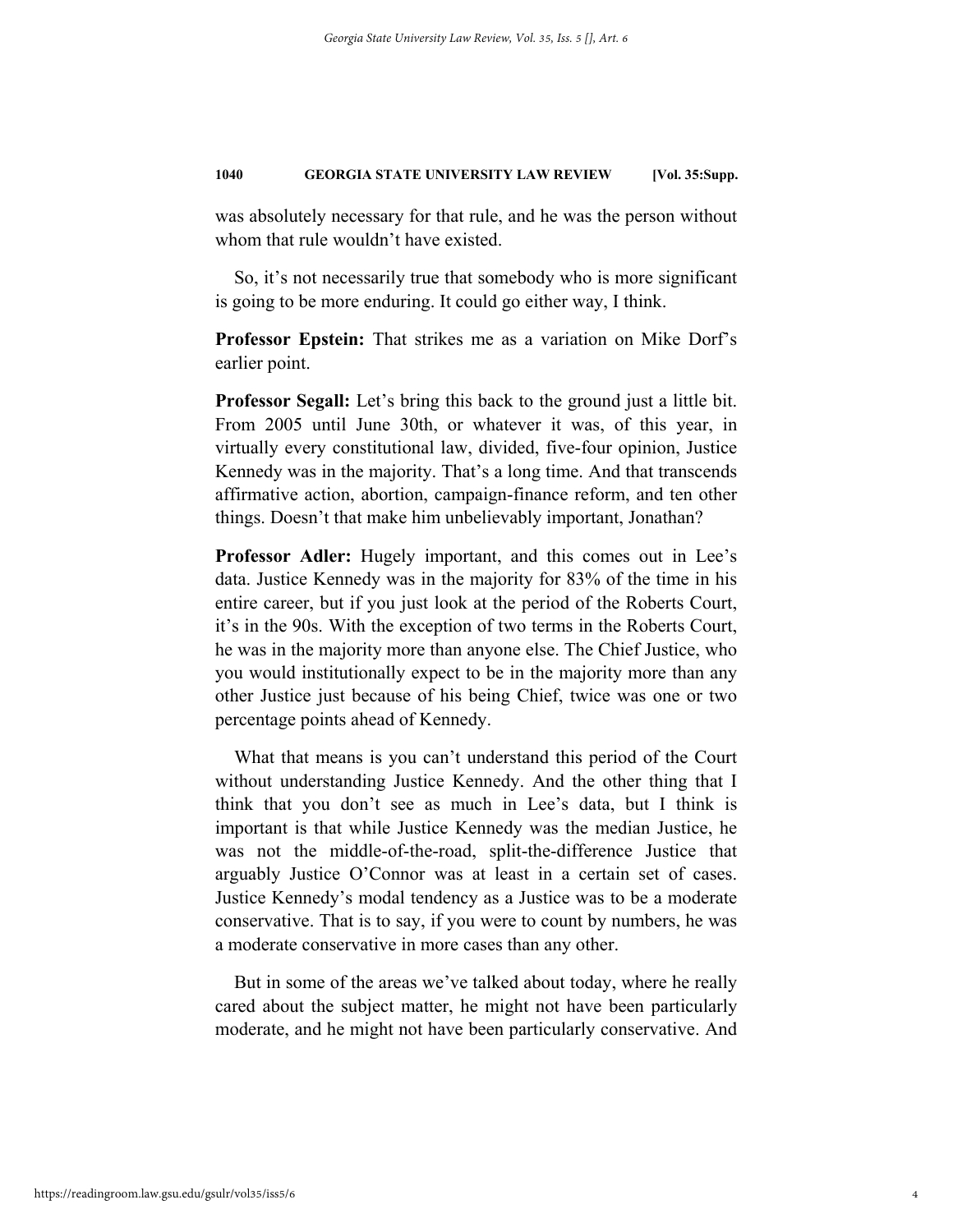was absolutely necessary for that rule, and he was the person without whom that rule wouldn't have existed.

So, it's not necessarily true that somebody who is more significant is going to be more enduring. It could go either way, I think.

**Professor Epstein:** That strikes me as a variation on Mike Dorf's earlier point.

**Professor Segall:** Let's bring this back to the ground just a little bit. From 2005 until June 30th, or whatever it was, of this year, in virtually every constitutional law, divided, five-four opinion, Justice Kennedy was in the majority. That's a long time. And that transcends affirmative action, abortion, campaign-finance reform, and ten other things. Doesn't that make him unbelievably important, Jonathan?

**Professor Adler:** Hugely important, and this comes out in Lee's data. Justice Kennedy was in the majority for 83% of the time in his entire career, but if you just look at the period of the Roberts Court, it's in the 90s. With the exception of two terms in the Roberts Court, he was in the majority more than anyone else. The Chief Justice, who you would institutionally expect to be in the majority more than any other Justice just because of his being Chief, twice was one or two percentage points ahead of Kennedy.

What that means is you can't understand this period of the Court without understanding Justice Kennedy. And the other thing that I think that you don't see as much in Lee's data, but I think is important is that while Justice Kennedy was the median Justice, he was not the middle-of-the-road, split-the-difference Justice that arguably Justice O'Connor was at least in a certain set of cases. Justice Kennedy's modal tendency as a Justice was to be a moderate conservative. That is to say, if you were to count by numbers, he was a moderate conservative in more cases than any other.

But in some of the areas we've talked about today, where he really cared about the subject matter, he might not have been particularly moderate, and he might not have been particularly conservative. And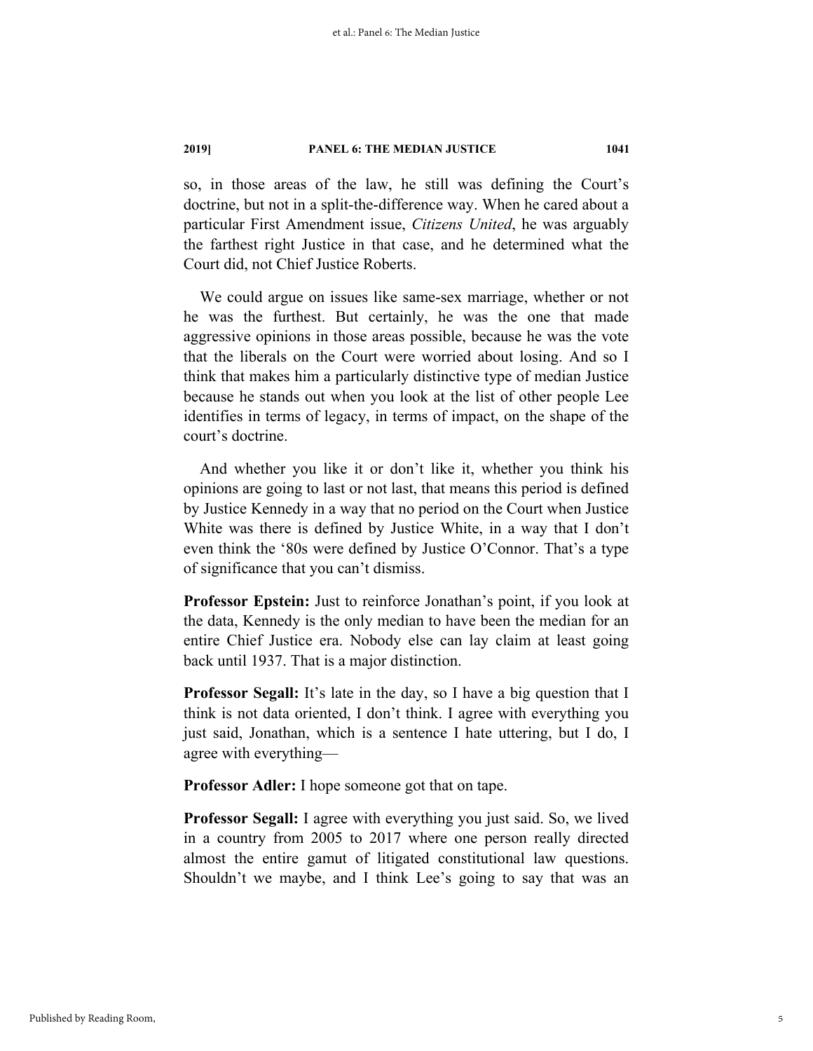so, in those areas of the law, he still was defining the Court's doctrine, but not in a split-the-difference way. When he cared about a particular First Amendment issue, *Citizens United*, he was arguably the farthest right Justice in that case, and he determined what the Court did, not Chief Justice Roberts.

We could argue on issues like same-sex marriage, whether or not he was the furthest. But certainly, he was the one that made aggressive opinions in those areas possible, because he was the vote that the liberals on the Court were worried about losing. And so I think that makes him a particularly distinctive type of median Justice because he stands out when you look at the list of other people Lee identifies in terms of legacy, in terms of impact, on the shape of the court's doctrine.

And whether you like it or don't like it, whether you think his opinions are going to last or not last, that means this period is defined by Justice Kennedy in a way that no period on the Court when Justice White was there is defined by Justice White, in a way that I don't even think the '80s were defined by Justice O'Connor. That's a type of significance that you can't dismiss.

**Professor Epstein:** Just to reinforce Jonathan's point, if you look at the data, Kennedy is the only median to have been the median for an entire Chief Justice era. Nobody else can lay claim at least going back until 1937. That is a major distinction.

**Professor Segall:** It's late in the day, so I have a big question that I think is not data oriented, I don't think. I agree with everything you just said, Jonathan, which is a sentence I hate uttering, but I do, I agree with everything—

**Professor Adler:** I hope someone got that on tape.

**Professor Segall:** I agree with everything you just said. So, we lived in a country from 2005 to 2017 where one person really directed almost the entire gamut of litigated constitutional law questions. Shouldn't we maybe, and I think Lee's going to say that was an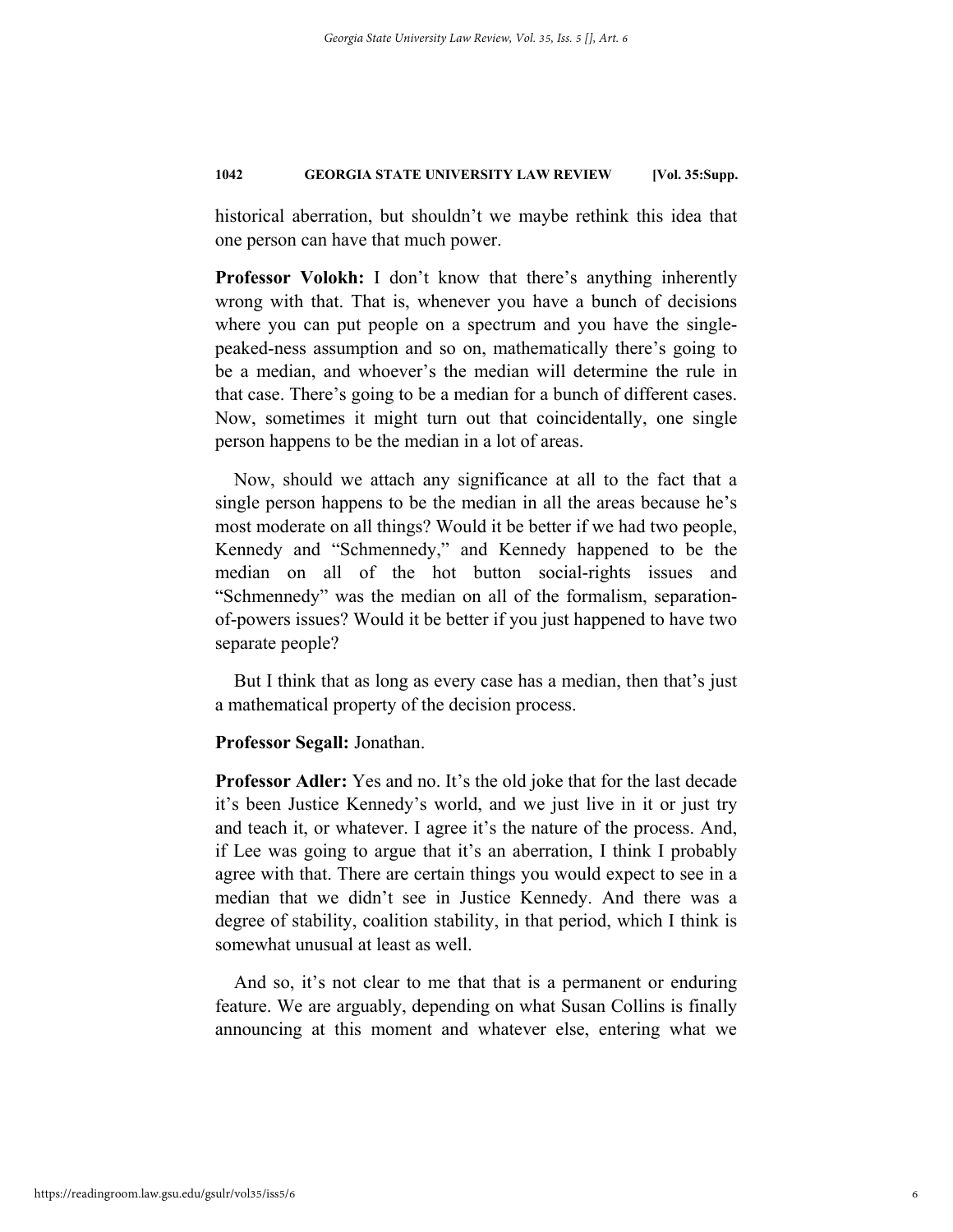historical aberration, but shouldn't we maybe rethink this idea that one person can have that much power.

**Professor Volokh:** I don't know that there's anything inherently wrong with that. That is, whenever you have a bunch of decisions where you can put people on a spectrum and you have the single-peaked-ness assumption and so on, mathematically there's going to be a median, and whoever's the median will determine the rule in that case. There's going to be a median for a bunch of different cases. Now, sometimes it might turn out that coincidentally, one single person happens to be the median in a lot of areas.

Now, should we attach any significance at all to the fact that a single person happens to be the median in all the areas because he's most moderate on all things? Would it be better if we had two people, Kennedy and "Schmennedy," and Kennedy happened to be the median on all of the hot button social-rights issues and "Schmennedy" was the median on all of the formalism, separation-of-powers issues? Would it be better if you just happened to have two separate people?

But I think that as long as every case has a median, then that's just a mathematical property of the decision process.

**Professor Segall:** Jonathan.

**Professor Adler:** Yes and no. It's the old joke that for the last decade it's been Justice Kennedy's world, and we just live in it or just try and teach it, or whatever. I agree it's the nature of the process. And, if Lee was going to argue that it's an aberration, I think I probably agree with that. There are certain things you would expect to see in a median that we didn't see in Justice Kennedy. And there was a degree of stability, coalition stability, in that period, which I think is somewhat unusual at least as well.

And so, it's not clear to me that that is a permanent or enduring feature. We are arguably, depending on what Susan Collins is finally announcing at this moment and whatever else, entering what we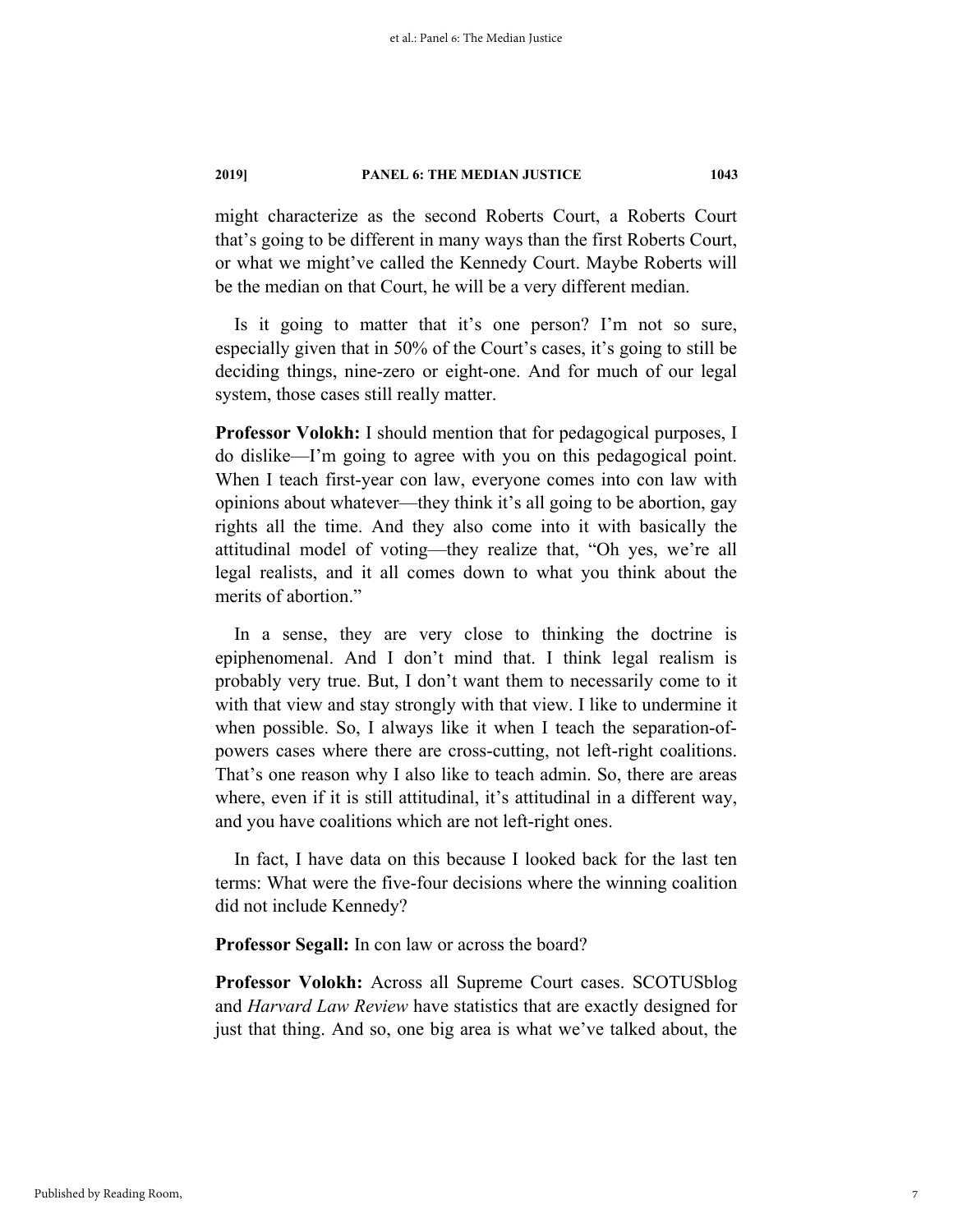might characterize as the second Roberts Court, a Roberts Court that's going to be different in many ways than the first Roberts Court, or what we might've called the Kennedy Court. Maybe Roberts will be the median on that Court, he will be a very different median.

Is it going to matter that it's one person? I'm not so sure, especially given that in 50% of the Court's cases, it's going to still be deciding things, nine-zero or eight-one. And for much of our legal system, those cases still really matter.

**Professor Volokh:** I should mention that for pedagogical purposes, I do dislike—I'm going to agree with you on this pedagogical point. When I teach first-year con law, everyone comes into con law with opinions about whatever—they think it's all going to be abortion, gay rights all the time. And they also come into it with basically the attitudinal model of voting—they realize that, "Oh yes, we're all legal realists, and it all comes down to what you think about the merits of abortion."

In a sense, they are very close to thinking the doctrine is epiphenomenal. And I don't mind that. I think legal realism is probably very true. But, I don't want them to necessarily come to it with that view and stay strongly with that view. I like to undermine it when possible. So, I always like it when I teach the separation-of-powers cases where there are cross-cutting, not left-right coalitions. That's one reason why I also like to teach admin. So, there are areas where, even if it is still attitudinal, it's attitudinal in a different way, and you have coalitions which are not left-right ones.

In fact, I have data on this because I looked back for the last ten terms: What were the five-four decisions where the winning coalition did not include Kennedy?

**Professor Segall:** In con law or across the board?

**Professor Volokh:** Across all Supreme Court cases. SCOTUSblog and *Harvard Law Review* have statistics that are exactly designed for just that thing. And so, one big area is what we've talked about, the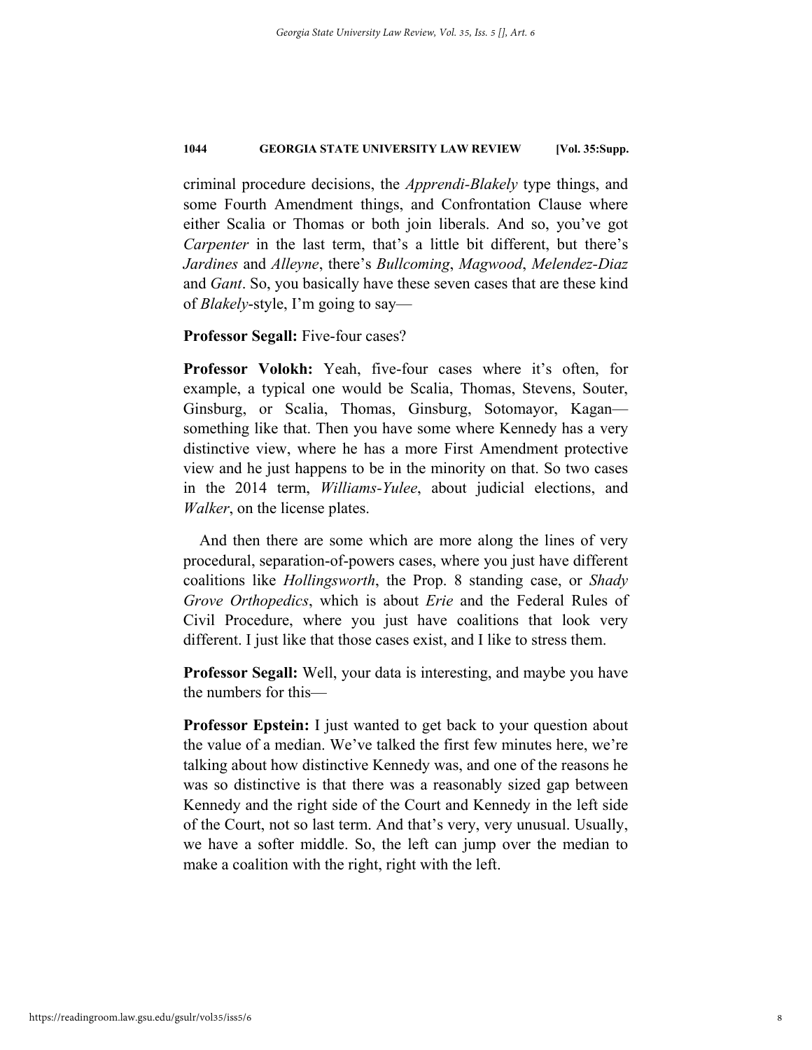criminal procedure decisions, the *Apprendi-Blakely* type things, and some Fourth Amendment things, and Confrontation Clause where either Scalia or Thomas or both join liberals. And so, you've got *Carpenter* in the last term, that's a little bit different, but there's *Jardines* and *Alleyne*, there's *Bullcoming*, *Magwood*, *Melendez-Diaz* and *Gant*. So, you basically have these seven cases that are these kind of *Blakely*-style, I'm going to say—

**Professor Segall:** Five-four cases?

**Professor Volokh:** Yeah, five-four cases where it's often, for example, a typical one would be Scalia, Thomas, Stevens, Souter, Ginsburg, or Scalia, Thomas, Ginsburg, Sotomayor, Kagan—something like that. Then you have some where Kennedy has a very distinctive view, where he has a more First Amendment protective view and he just happens to be in the minority on that. So two cases in the 2014 term, *Williams-Yulee*, about judicial elections, and *Walker*, on the license plates.

And then there are some which are more along the lines of very procedural, separation-of-powers cases, where you just have different coalitions like *Hollingsworth*, the Prop. 8 standing case, or *Shady Grove Orthopedics*, which is about *Erie* and the Federal Rules of Civil Procedure, where you just have coalitions that look very different. I just like that those cases exist, and I like to stress them.

**Professor Segall:** Well, your data is interesting, and maybe you have the numbers for this—

**Professor Epstein:** I just wanted to get back to your question about the value of a median. We've talked the first few minutes here, we're talking about how distinctive Kennedy was, and one of the reasons he was so distinctive is that there was a reasonably sized gap between Kennedy and the right side of the Court and Kennedy in the left side of the Court, not so last term. And that's very, very unusual. Usually, we have a softer middle. So, the left can jump over the median to make a coalition with the right, right with the left.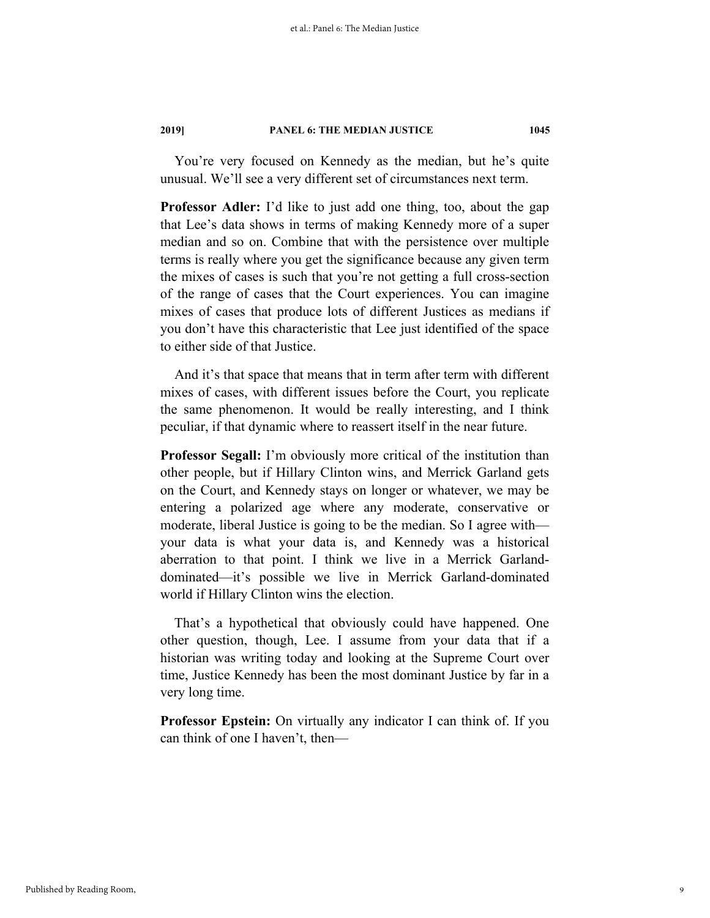You're very focused on Kennedy as the median, but he's quite unusual. We'll see a very different set of circumstances next term.

**Professor Adler:** I'd like to just add one thing, too, about the gap that Lee's data shows in terms of making Kennedy more of a super median and so on. Combine that with the persistence over multiple terms is really where you get the significance because any given term the mixes of cases is such that you're not getting a full cross-section of the range of cases that the Court experiences. You can imagine mixes of cases that produce lots of different Justices as medians if you don't have this characteristic that Lee just identified of the space to either side of that Justice.

And it's that space that means that in term after term with different mixes of cases, with different issues before the Court, you replicate the same phenomenon. It would be really interesting, and I think peculiar, if that dynamic where to reassert itself in the near future.

**Professor Segall:** I'm obviously more critical of the institution than other people, but if Hillary Clinton wins, and Merrick Garland gets on the Court, and Kennedy stays on longer or whatever, we may be entering a polarized age where any moderate, conservative or moderate, liberal Justice is going to be the median. So I agree with—your data is what your data is, and Kennedy was a historical aberration to that point. I think we live in a Merrick Garland-dominated—it's possible we live in Merrick Garland-dominated world if Hillary Clinton wins the election.

That's a hypothetical that obviously could have happened. One other question, though, Lee. I assume from your data that if a historian was writing today and looking at the Supreme Court over time, Justice Kennedy has been the most dominant Justice by far in a very long time.

**Professor Epstein:** On virtually any indicator I can think of. If you can think of one I haven't, then—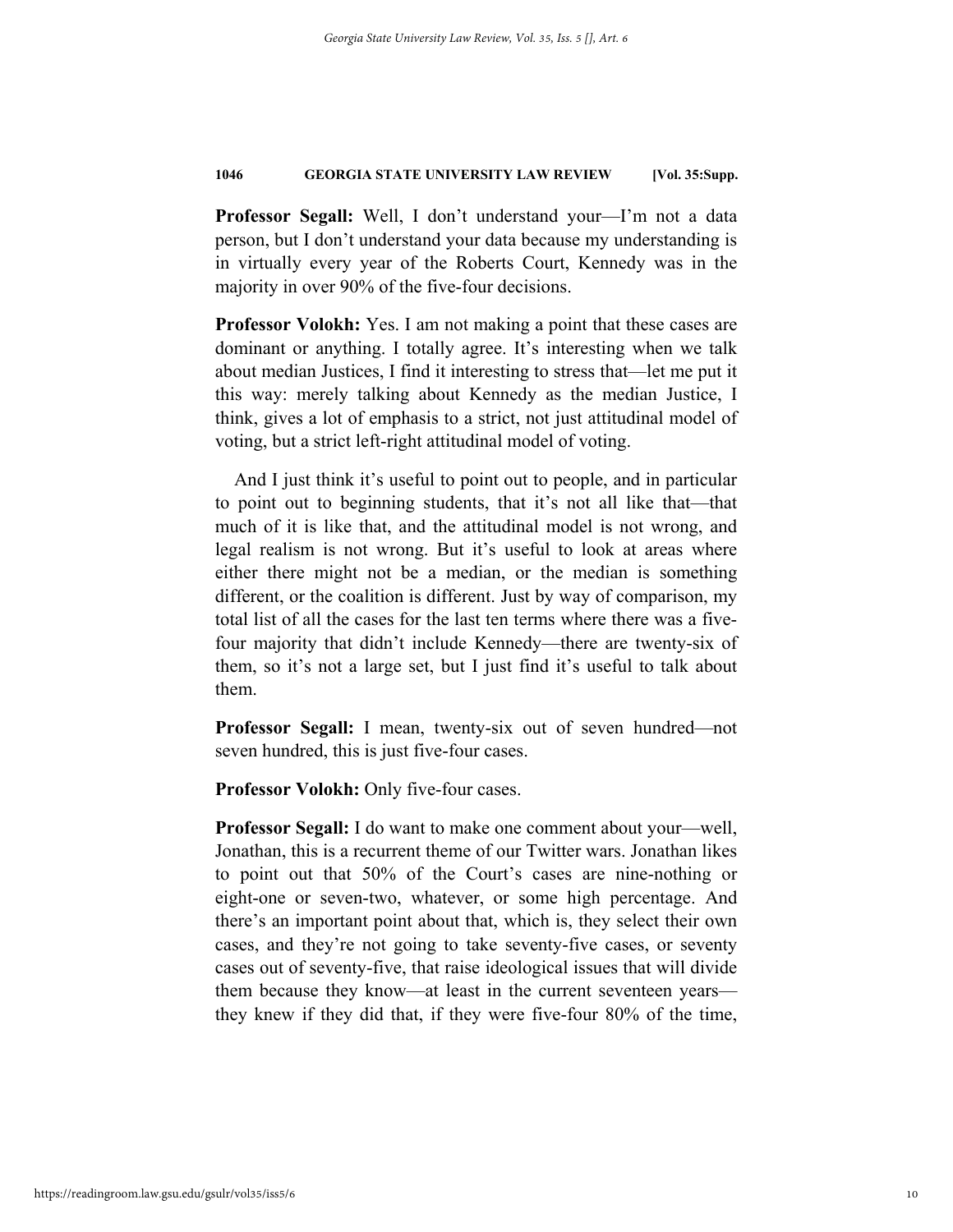**Professor Segall:** Well, I don't understand your—I'm not a data person, but I don't understand your data because my understanding is in virtually every year of the Roberts Court, Kennedy was in the majority in over 90% of the five-four decisions.

**Professor Volokh:** Yes. I am not making a point that these cases are dominant or anything. I totally agree. It's interesting when we talk about median Justices, I find it interesting to stress that—let me put it this way: merely talking about Kennedy as the median Justice, I think, gives a lot of emphasis to a strict, not just attitudinal model of voting, but a strict left-right attitudinal model of voting.

And I just think it's useful to point out to people, and in particular to point out to beginning students, that it's not all like that—that much of it is like that, and the attitudinal model is not wrong, and legal realism is not wrong. But it's useful to look at areas where either there might not be a median, or the median is something different, or the coalition is different. Just by way of comparison, my total list of all the cases for the last ten terms where there was a five-four majority that didn't include Kennedy—there are twenty-six of them, so it's not a large set, but I just find it's useful to talk about them.

**Professor Segall:** I mean, twenty-six out of seven hundred—not seven hundred, this is just five-four cases.

**Professor Volokh:** Only five-four cases.

**Professor Segall:** I do want to make one comment about your—well, Jonathan, this is a recurrent theme of our Twitter wars. Jonathan likes to point out that 50% of the Court's cases are nine-nothing or eight-one or seven-two, whatever, or some high percentage. And there's an important point about that, which is, they select their own cases, and they're not going to take seventy-five cases, or seventy cases out of seventy-five, that raise ideological issues that will divide them because they know—at least in the current seventeen years—they knew if they did that, if they were five-four 80% of the time,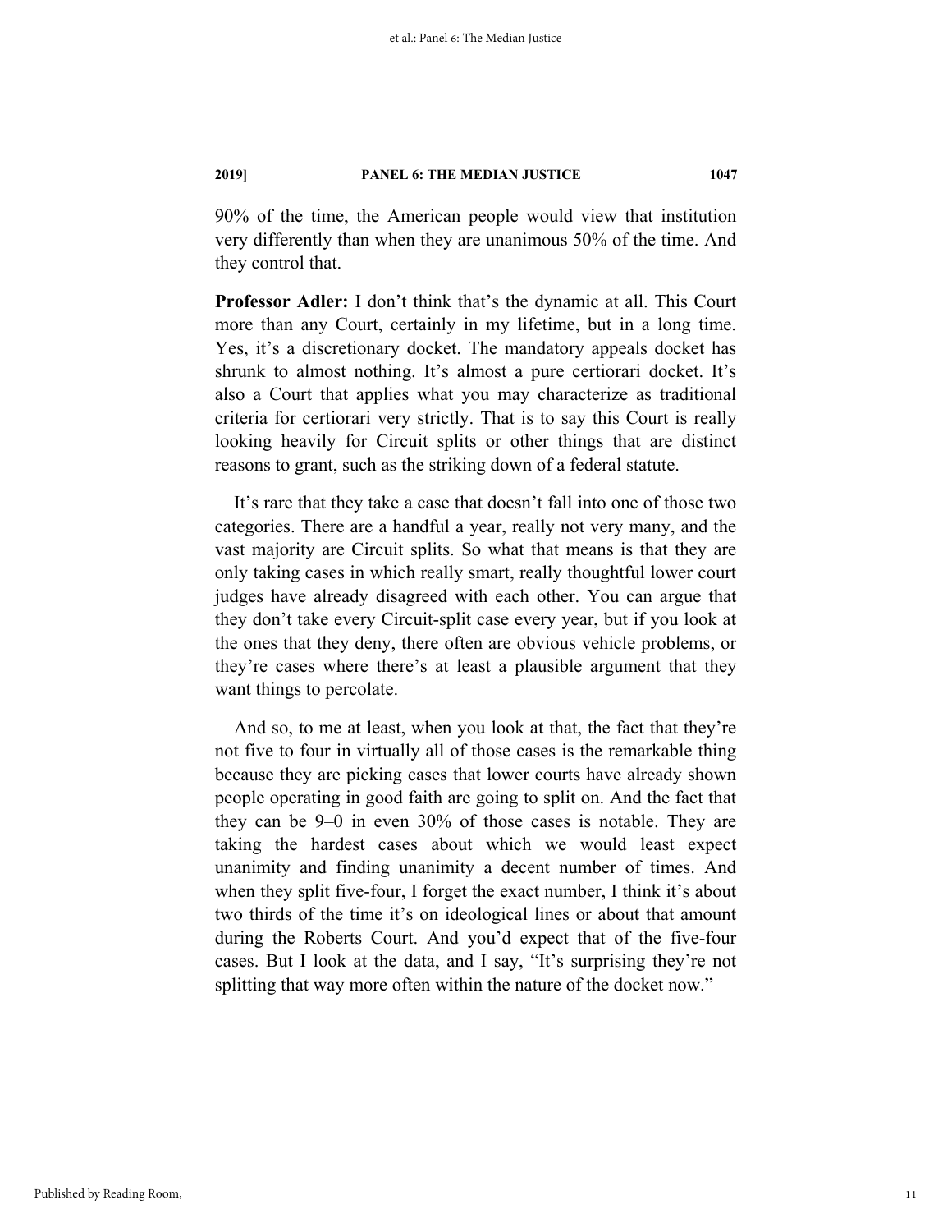90% of the time, the American people would view that institution very differently than when they are unanimous 50% of the time. And they control that.

**Professor Adler:** I don't think that's the dynamic at all. This Court more than any Court, certainly in my lifetime, but in a long time. Yes, it's a discretionary docket. The mandatory appeals docket has shrunk to almost nothing. It's almost a pure certiorari docket. It's also a Court that applies what you may characterize as traditional criteria for certiorari very strictly. That is to say this Court is really looking heavily for Circuit splits or other things that are distinct reasons to grant, such as the striking down of a federal statute.

It's rare that they take a case that doesn't fall into one of those two categories. There are a handful a year, really not very many, and the vast majority are Circuit splits. So what that means is that they are only taking cases in which really smart, really thoughtful lower court judges have already disagreed with each other. You can argue that they don't take every Circuit-split case every year, but if you look at the ones that they deny, there often are obvious vehicle problems, or they're cases where there's at least a plausible argument that they want things to percolate.

And so, to me at least, when you look at that, the fact that they're not five to four in virtually all of those cases is the remarkable thing because they are picking cases that lower courts have already shown people operating in good faith are going to split on. And the fact that they can be 9–0 in even 30% of those cases is notable. They are taking the hardest cases about which we would least expect unanimity and finding unanimity a decent number of times. And when they split five-four, I forget the exact number, I think it's about two thirds of the time it's on ideological lines or about that amount during the Roberts Court. And you'd expect that of the five-four cases. But I look at the data, and I say, "It's surprising they're not splitting that way more often within the nature of the docket now."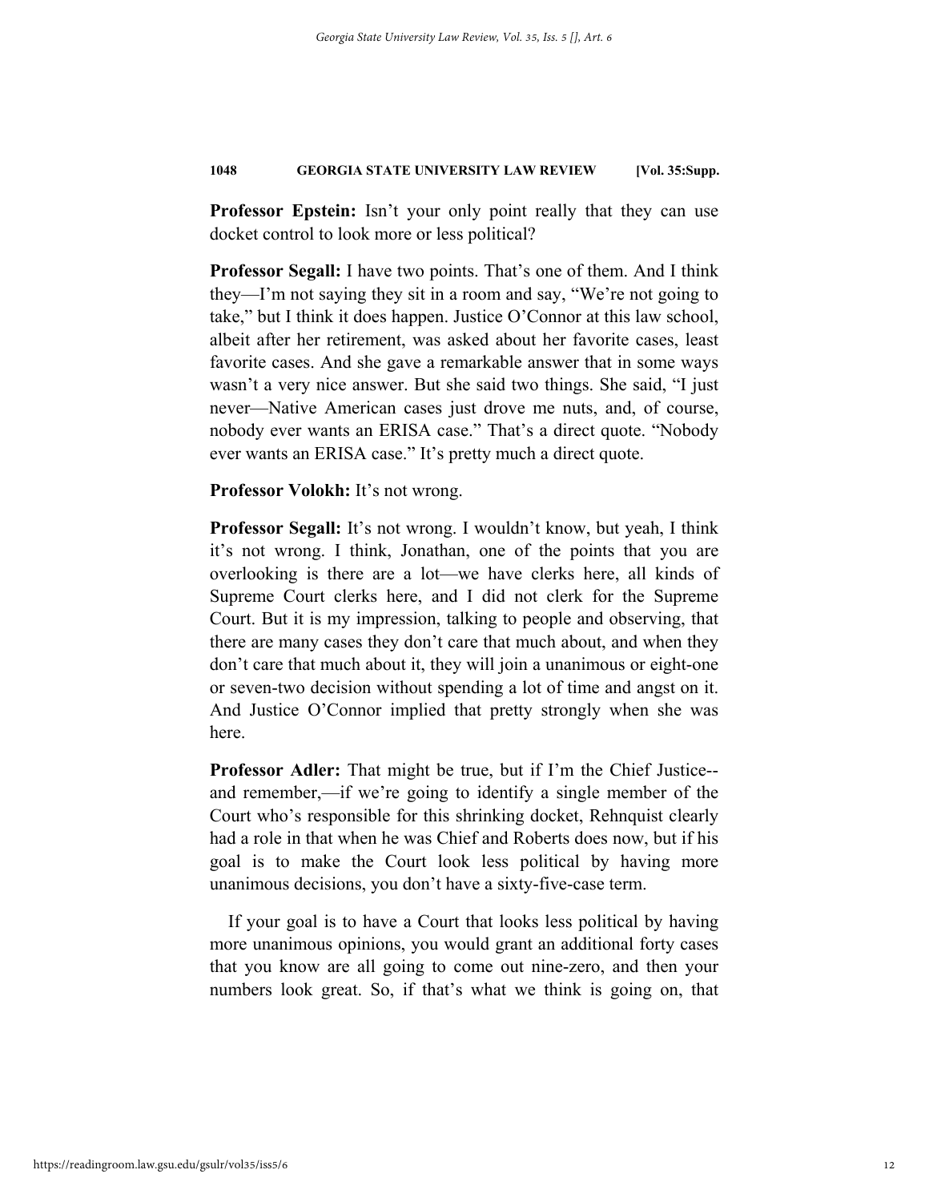**Professor Epstein:** Isn't your only point really that they can use docket control to look more or less political?

**Professor Segall:** I have two points. That's one of them. And I think they—I'm not saying they sit in a room and say, "We're not going to take," but I think it does happen. Justice O'Connor at this law school, albeit after her retirement, was asked about her favorite cases, least favorite cases. And she gave a remarkable answer that in some ways wasn't a very nice answer. But she said two things. She said, "I just never—Native American cases just drove me nuts, and, of course, nobody ever wants an ERISA case." That's a direct quote. "Nobody ever wants an ERISA case." It's pretty much a direct quote.

**Professor Volokh:** It's not wrong.

**Professor Segall:** It's not wrong. I wouldn't know, but yeah, I think it's not wrong. I think, Jonathan, one of the points that you are overlooking is there are a lot—we have clerks here, all kinds of Supreme Court clerks here, and I did not clerk for the Supreme Court. But it is my impression, talking to people and observing, that there are many cases they don't care that much about, and when they don't care that much about it, they will join a unanimous or eight-one or seven-two decision without spending a lot of time and angst on it. And Justice O'Connor implied that pretty strongly when she was here.

**Professor Adler:** That might be true, but if I'm the Chief Justice--and remember,—if we're going to identify a single member of the Court who's responsible for this shrinking docket, Rehnquist clearly had a role in that when he was Chief and Roberts does now, but if his goal is to make the Court look less political by having more unanimous decisions, you don't have a sixty-five-case term.

If your goal is to have a Court that looks less political by having more unanimous opinions, you would grant an additional forty cases that you know are all going to come out nine-zero, and then your numbers look great. So, if that's what we think is going on, that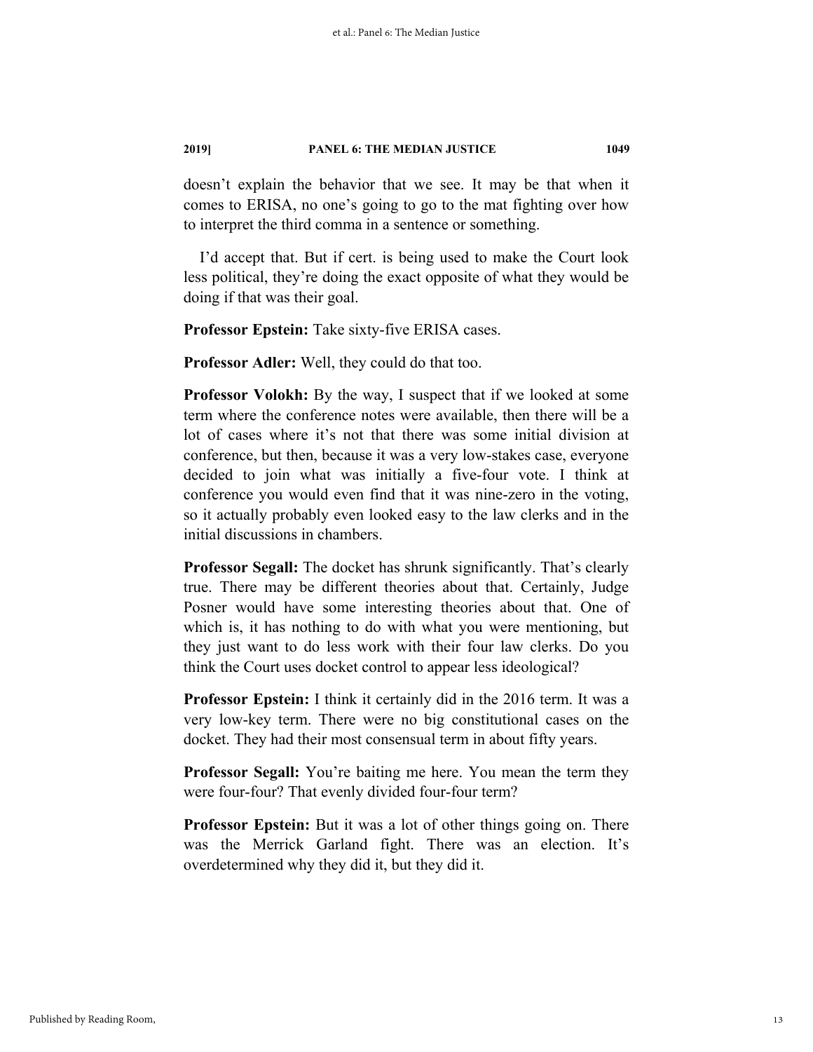doesn't explain the behavior that we see. It may be that when it comes to ERISA, no one's going to go to the mat fighting over how to interpret the third comma in a sentence or something.

I'd accept that. But if cert. is being used to make the Court look less political, they're doing the exact opposite of what they would be doing if that was their goal.

**Professor Epstein:** Take sixty-five ERISA cases.

**Professor Adler:** Well, they could do that too.

**Professor Volokh:** By the way, I suspect that if we looked at some term where the conference notes were available, then there will be a lot of cases where it's not that there was some initial division at conference, but then, because it was a very low-stakes case, everyone decided to join what was initially a five-four vote. I think at conference you would even find that it was nine-zero in the voting, so it actually probably even looked easy to the law clerks and in the initial discussions in chambers.

**Professor Segall:** The docket has shrunk significantly. That's clearly true. There may be different theories about that. Certainly, Judge Posner would have some interesting theories about that. One of which is, it has nothing to do with what you were mentioning, but they just want to do less work with their four law clerks. Do you think the Court uses docket control to appear less ideological?

**Professor Epstein:** I think it certainly did in the 2016 term. It was a very low-key term. There were no big constitutional cases on the docket. They had their most consensual term in about fifty years.

**Professor Segall:** You're baiting me here. You mean the term they were four-four? That evenly divided four-four term?

**Professor Epstein:** But it was a lot of other things going on. There was the Merrick Garland fight. There was an election. It's overdetermined why they did it, but they did it.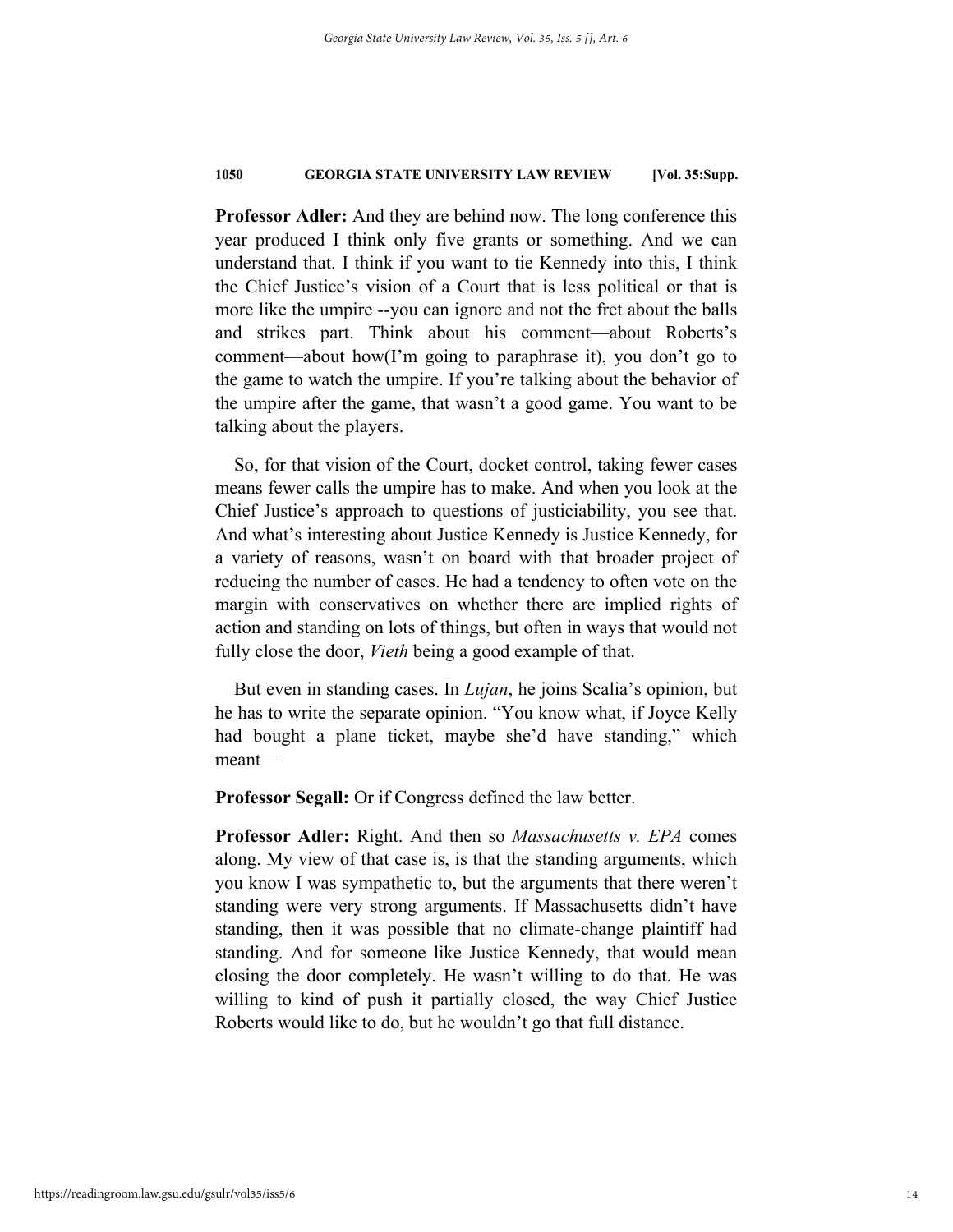**Professor Adler:** And they are behind now. The long conference this year produced I think only five grants or something. And we can understand that. I think if you want to tie Kennedy into this, I think the Chief Justice's vision of a Court that is less political or that is more like the umpire --you can ignore and not the fret about the balls and strikes part. Think about his comment—about Roberts's comment—about how(I'm going to paraphrase it), you don't go to the game to watch the umpire. If you're talking about the behavior of the umpire after the game, that wasn't a good game. You want to be talking about the players.

So, for that vision of the Court, docket control, taking fewer cases means fewer calls the umpire has to make. And when you look at the Chief Justice's approach to questions of justiciability, you see that. And what's interesting about Justice Kennedy is Justice Kennedy, for a variety of reasons, wasn't on board with that broader project of reducing the number of cases. He had a tendency to often vote on the margin with conservatives on whether there are implied rights of action and standing on lots of things, but often in ways that would not fully close the door, *Vieth* being a good example of that.

But even in standing cases. In *Lujan*, he joins Scalia's opinion, but he has to write the separate opinion. "You know what, if Joyce Kelly had bought a plane ticket, maybe she'd have standing," which meant—

**Professor Segall:** Or if Congress defined the law better.

**Professor Adler:** Right. And then so *Massachusetts v. EPA* comes along. My view of that case is, is that the standing arguments, which you know I was sympathetic to, but the arguments that there weren't standing were very strong arguments. If Massachusetts didn't have standing, then it was possible that no climate-change plaintiff had standing. And for someone like Justice Kennedy, that would mean closing the door completely. He wasn't willing to do that. He was willing to kind of push it partially closed, the way Chief Justice Roberts would like to do, but he wouldn't go that full distance.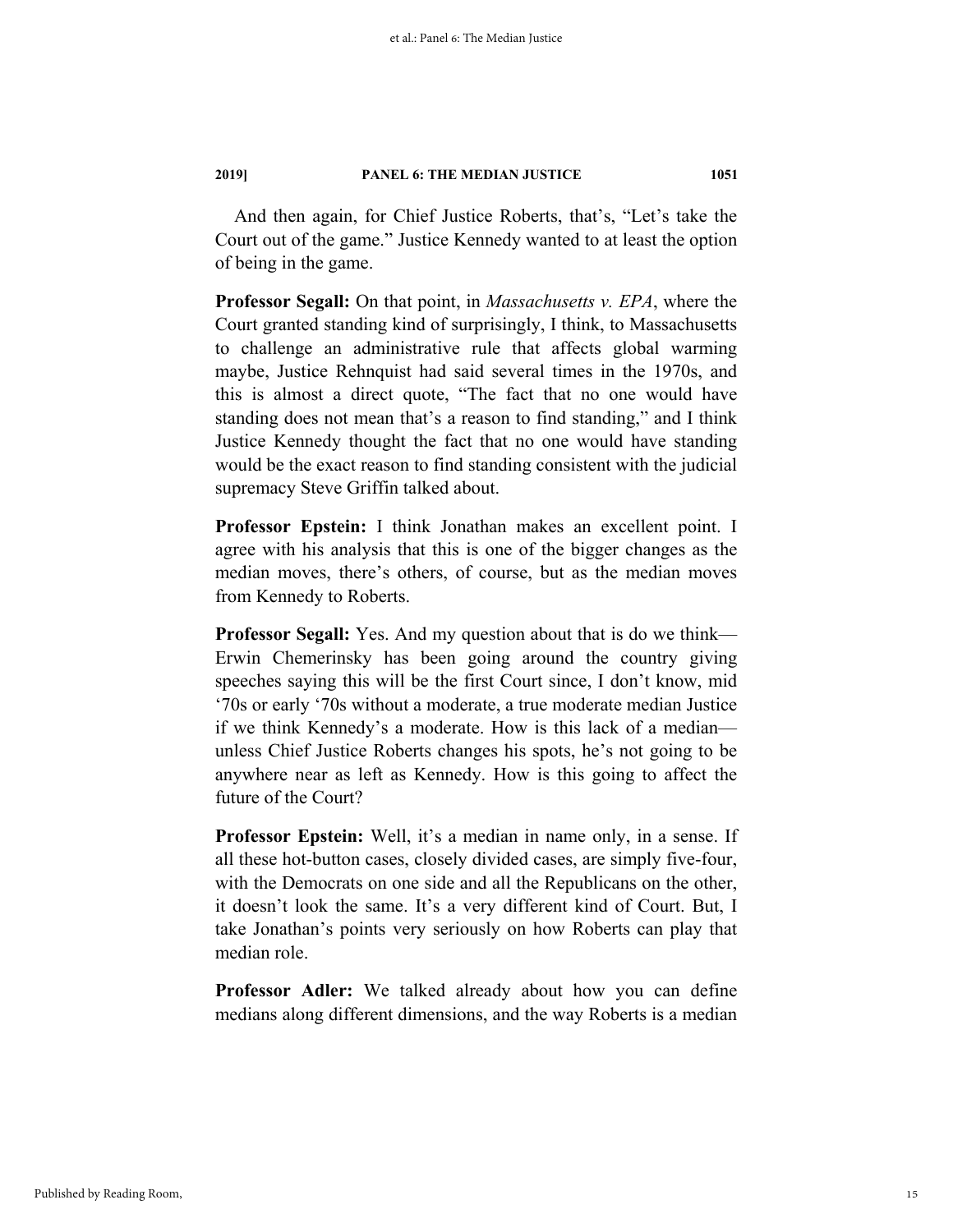And then again, for Chief Justice Roberts, that's, "Let's take the Court out of the game." Justice Kennedy wanted to at least the option of being in the game.

**Professor Segall:** On that point, in *Massachusetts v. EPA*, where the Court granted standing kind of surprisingly, I think, to Massachusetts to challenge an administrative rule that affects global warming maybe, Justice Rehnquist had said several times in the 1970s, and this is almost a direct quote, "The fact that no one would have standing does not mean that's a reason to find standing," and I think Justice Kennedy thought the fact that no one would have standing would be the exact reason to find standing consistent with the judicial supremacy Steve Griffin talked about.

**Professor Epstein:** I think Jonathan makes an excellent point. I agree with his analysis that this is one of the bigger changes as the median moves, there's others, of course, but as the median moves from Kennedy to Roberts.

**Professor Segall:** Yes. And my question about that is do we think—Erwin Chemerinsky has been going around the country giving speeches saying this will be the first Court since, I don't know, mid '70s or early '70s without a moderate, a true moderate median Justice if we think Kennedy's a moderate. How is this lack of a median—unless Chief Justice Roberts changes his spots, he's not going to be anywhere near as left as Kennedy. How is this going to affect the future of the Court?

**Professor Epstein:** Well, it's a median in name only, in a sense. If all these hot-button cases, closely divided cases, are simply five-four, with the Democrats on one side and all the Republicans on the other, it doesn't look the same. It's a very different kind of Court. But, I take Jonathan's points very seriously on how Roberts can play that median role.

**Professor Adler:** We talked already about how you can define medians along different dimensions, and the way Roberts is a median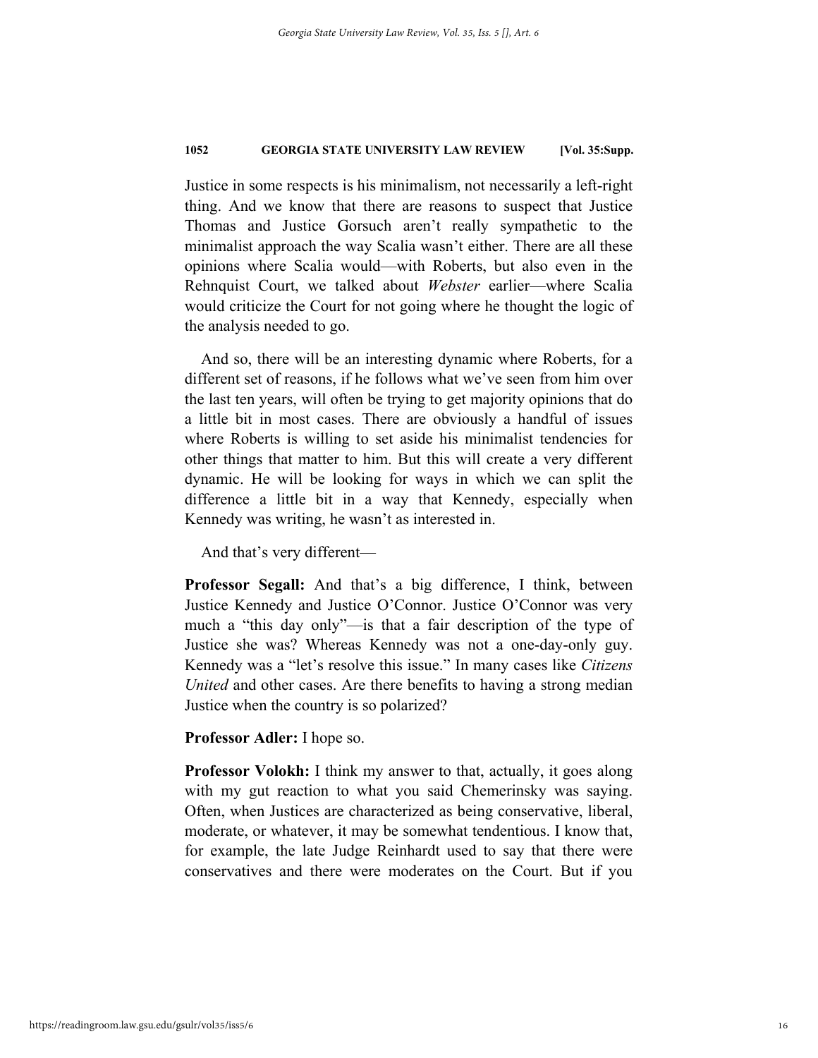Justice in some respects is his minimalism, not necessarily a left-right thing. And we know that there are reasons to suspect that Justice Thomas and Justice Gorsuch aren't really sympathetic to the minimalist approach the way Scalia wasn't either. There are all these opinions where Scalia would—with Roberts, but also even in the Rehnquist Court, we talked about *Webster* earlier—where Scalia would criticize the Court for not going where he thought the logic of the analysis needed to go.

And so, there will be an interesting dynamic where Roberts, for a different set of reasons, if he follows what we've seen from him over the last ten years, will often be trying to get majority opinions that do a little bit in most cases. There are obviously a handful of issues where Roberts is willing to set aside his minimalist tendencies for other things that matter to him. But this will create a very different dynamic. He will be looking for ways in which we can split the difference a little bit in a way that Kennedy, especially when Kennedy was writing, he wasn't as interested in.

And that's very different—

**Professor Segall:** And that's a big difference, I think, between Justice Kennedy and Justice O'Connor. Justice O'Connor was very much a "this day only"—is that a fair description of the type of Justice she was? Whereas Kennedy was not a one-day-only guy. Kennedy was a "let's resolve this issue." In many cases like *Citizens United* and other cases. Are there benefits to having a strong median Justice when the country is so polarized?

**Professor Adler:** I hope so.

**Professor Volokh:** I think my answer to that, actually, it goes along with my gut reaction to what you said Chemerinsky was saying. Often, when Justices are characterized as being conservative, liberal, moderate, or whatever, it may be somewhat tendentious. I know that, for example, the late Judge Reinhardt used to say that there were conservatives and there were moderates on the Court. But if you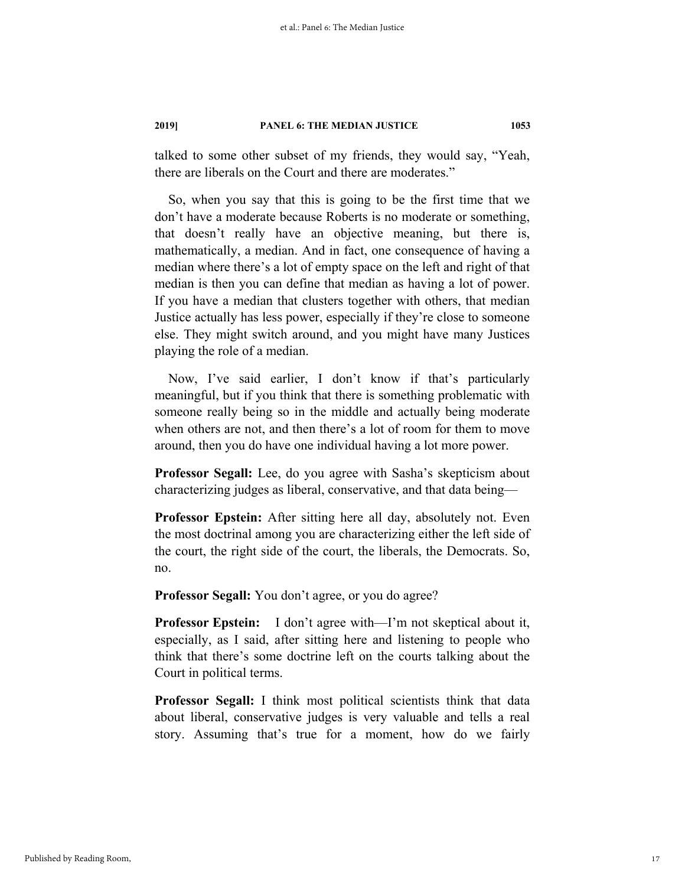talked to some other subset of my friends, they would say, "Yeah, there are liberals on the Court and there are moderates."

So, when you say that this is going to be the first time that we don't have a moderate because Roberts is no moderate or something, that doesn't really have an objective meaning, but there is, mathematically, a median. And in fact, one consequence of having a median where there's a lot of empty space on the left and right of that median is then you can define that median as having a lot of power. If you have a median that clusters together with others, that median Justice actually has less power, especially if they're close to someone else. They might switch around, and you might have many Justices playing the role of a median.

Now, I've said earlier, I don't know if that's particularly meaningful, but if you think that there is something problematic with someone really being so in the middle and actually being moderate when others are not, and then there's a lot of room for them to move around, then you do have one individual having a lot more power.

**Professor Segall:** Lee, do you agree with Sasha's skepticism about characterizing judges as liberal, conservative, and that data being—

**Professor Epstein:** After sitting here all day, absolutely not. Even the most doctrinal among you are characterizing either the left side of the court, the right side of the court, the liberals, the Democrats. So, no.

**Professor Segall:** You don't agree, or you do agree?

**Professor Epstein:** I don't agree with—I'm not skeptical about it, especially, as I said, after sitting here and listening to people who think that there's some doctrine left on the courts talking about the Court in political terms.

**Professor Segall:** I think most political scientists think that data about liberal, conservative judges is very valuable and tells a real story. Assuming that's true for a moment, how do we fairly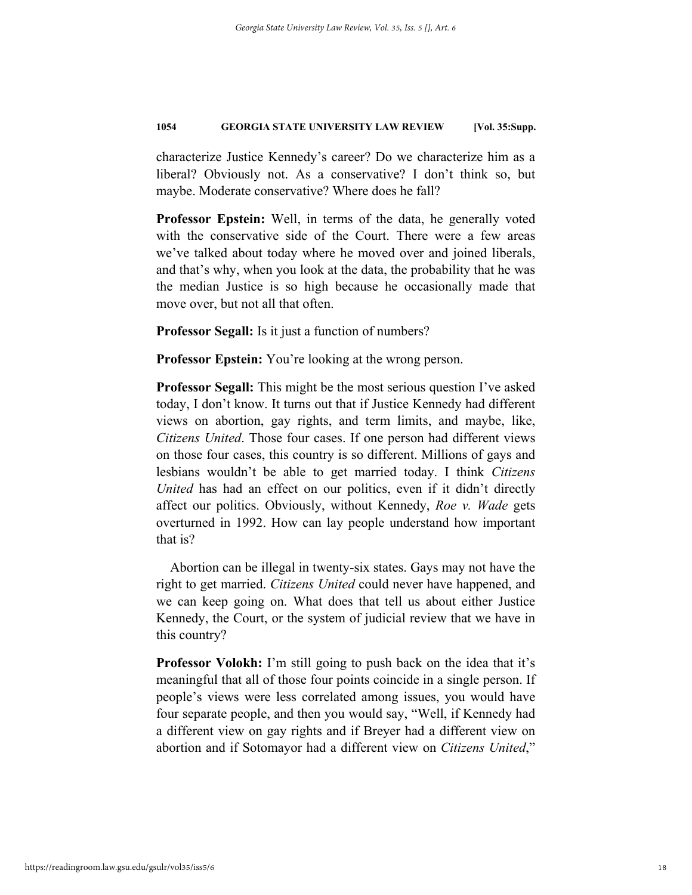characterize Justice Kennedy's career? Do we characterize him as a liberal? Obviously not. As a conservative? I don't think so, but maybe. Moderate conservative? Where does he fall?

**Professor Epstein:** Well, in terms of the data, he generally voted with the conservative side of the Court. There were a few areas we've talked about today where he moved over and joined liberals, and that's why, when you look at the data, the probability that he was the median Justice is so high because he occasionally made that move over, but not all that often.

**Professor Segall:** Is it just a function of numbers?

**Professor Epstein:** You're looking at the wrong person.

**Professor Segall:** This might be the most serious question I've asked today, I don't know. It turns out that if Justice Kennedy had different views on abortion, gay rights, and term limits, and maybe, like, *Citizens United*. Those four cases. If one person had different views on those four cases, this country is so different. Millions of gays and lesbians wouldn't be able to get married today. I think *Citizens United* has had an effect on our politics, even if it didn't directly affect our politics. Obviously, without Kennedy, *Roe v. Wade* gets overturned in 1992. How can lay people understand how important that is?

Abortion can be illegal in twenty-six states. Gays may not have the right to get married. *Citizens United* could never have happened, and we can keep going on. What does that tell us about either Justice Kennedy, the Court, or the system of judicial review that we have in this country?

**Professor Volokh:** I'm still going to push back on the idea that it's meaningful that all of those four points coincide in a single person. If people's views were less correlated among issues, you would have four separate people, and then you would say, "Well, if Kennedy had a different view on gay rights and if Breyer had a different view on abortion and if Sotomayor had a different view on *Citizens United*,"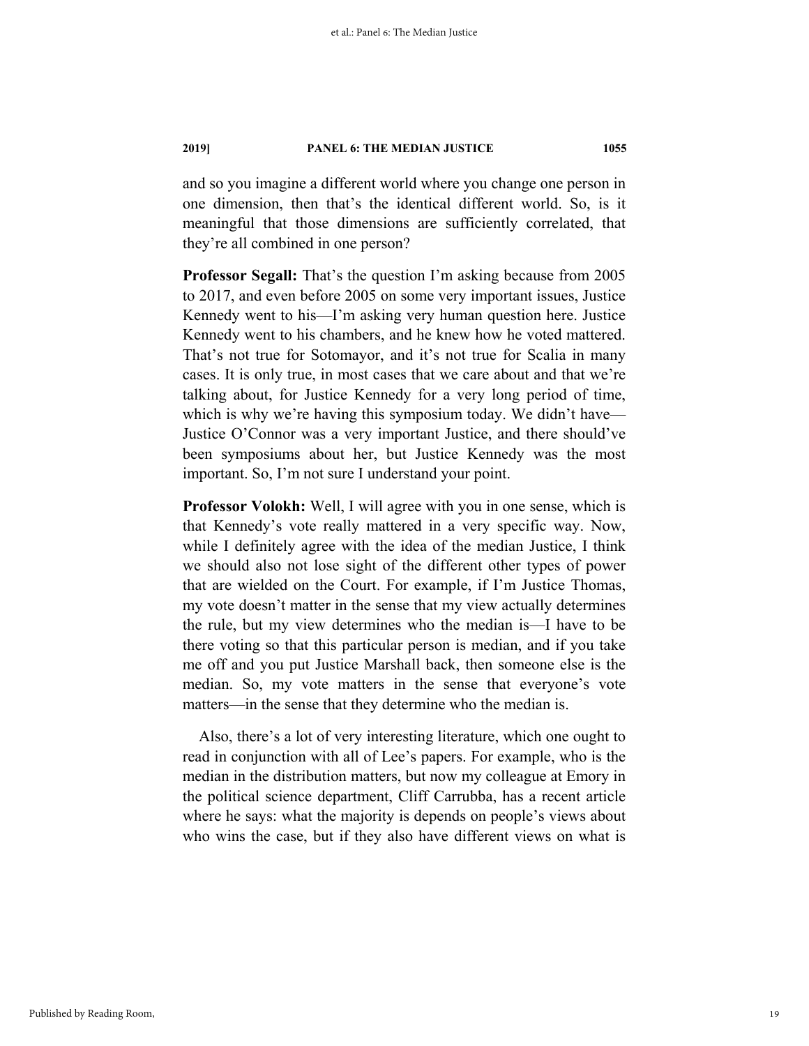and so you imagine a different world where you change one person in one dimension, then that's the identical different world. So, is it meaningful that those dimensions are sufficiently correlated, that they're all combined in one person?

**Professor Segall:** That's the question I'm asking because from 2005 to 2017, and even before 2005 on some very important issues, Justice Kennedy went to his—I'm asking very human question here. Justice Kennedy went to his chambers, and he knew how he voted mattered. That's not true for Sotomayor, and it's not true for Scalia in many cases. It is only true, in most cases that we care about and that we're talking about, for Justice Kennedy for a very long period of time, which is why we're having this symposium today. We didn't have—Justice O'Connor was a very important Justice, and there should've been symposiums about her, but Justice Kennedy was the most important. So, I'm not sure I understand your point.

**Professor Volokh:** Well, I will agree with you in one sense, which is that Kennedy's vote really mattered in a very specific way. Now, while I definitely agree with the idea of the median Justice, I think we should also not lose sight of the different other types of power that are wielded on the Court. For example, if I'm Justice Thomas, my vote doesn't matter in the sense that my view actually determines the rule, but my view determines who the median is—I have to be there voting so that this particular person is median, and if you take me off and you put Justice Marshall back, then someone else is the median. So, my vote matters in the sense that everyone's vote matters—in the sense that they determine who the median is.

Also, there's a lot of very interesting literature, which one ought to read in conjunction with all of Lee's papers. For example, who is the median in the distribution matters, but now my colleague at Emory in the political science department, Cliff Carrubba, has a recent article where he says: what the majority is depends on people's views about who wins the case, but if they also have different views on what is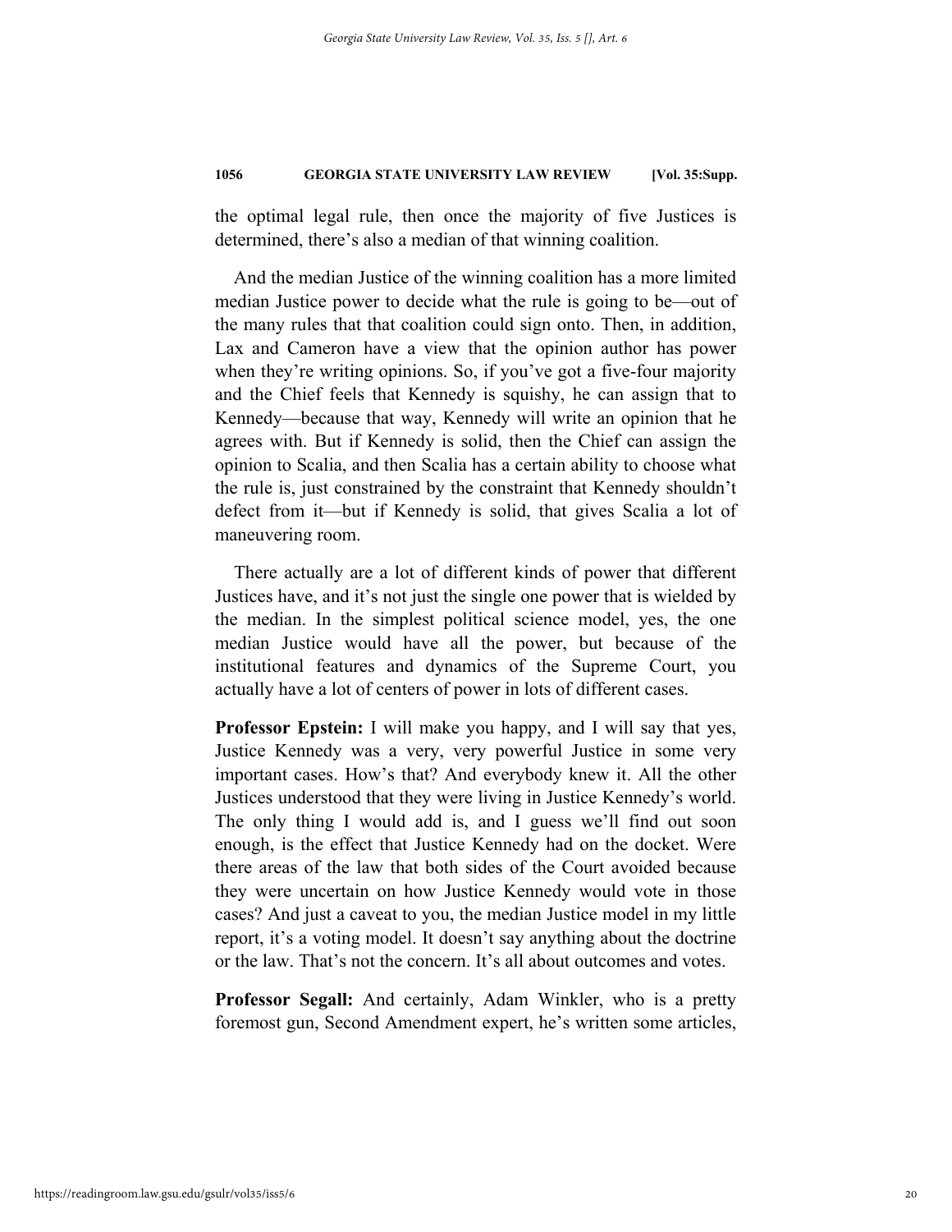the optimal legal rule, then once the majority of five Justices is determined, there's also a median of that winning coalition.

And the median Justice of the winning coalition has a more limited median Justice power to decide what the rule is going to be—out of the many rules that that coalition could sign onto. Then, in addition, Lax and Cameron have a view that the opinion author has power when they're writing opinions. So, if you've got a five-four majority and the Chief feels that Kennedy is squishy, he can assign that to Kennedy—because that way, Kennedy will write an opinion that he agrees with. But if Kennedy is solid, then the Chief can assign the opinion to Scalia, and then Scalia has a certain ability to choose what the rule is, just constrained by the constraint that Kennedy shouldn't defect from it—but if Kennedy is solid, that gives Scalia a lot of maneuvering room.

There actually are a lot of different kinds of power that different Justices have, and it's not just the single one power that is wielded by the median. In the simplest political science model, yes, the one median Justice would have all the power, but because of the institutional features and dynamics of the Supreme Court, you actually have a lot of centers of power in lots of different cases.

**Professor Epstein:** I will make you happy, and I will say that yes, Justice Kennedy was a very, very powerful Justice in some very important cases. How's that? And everybody knew it. All the other Justices understood that they were living in Justice Kennedy's world. The only thing I would add is, and I guess we'll find out soon enough, is the effect that Justice Kennedy had on the docket. Were there areas of the law that both sides of the Court avoided because they were uncertain on how Justice Kennedy would vote in those cases? And just a caveat to you, the median Justice model in my little report, it's a voting model. It doesn't say anything about the doctrine or the law. That's not the concern. It's all about outcomes and votes.

**Professor Segall:** And certainly, Adam Winkler, who is a pretty foremost gun, Second Amendment expert, he's written some articles,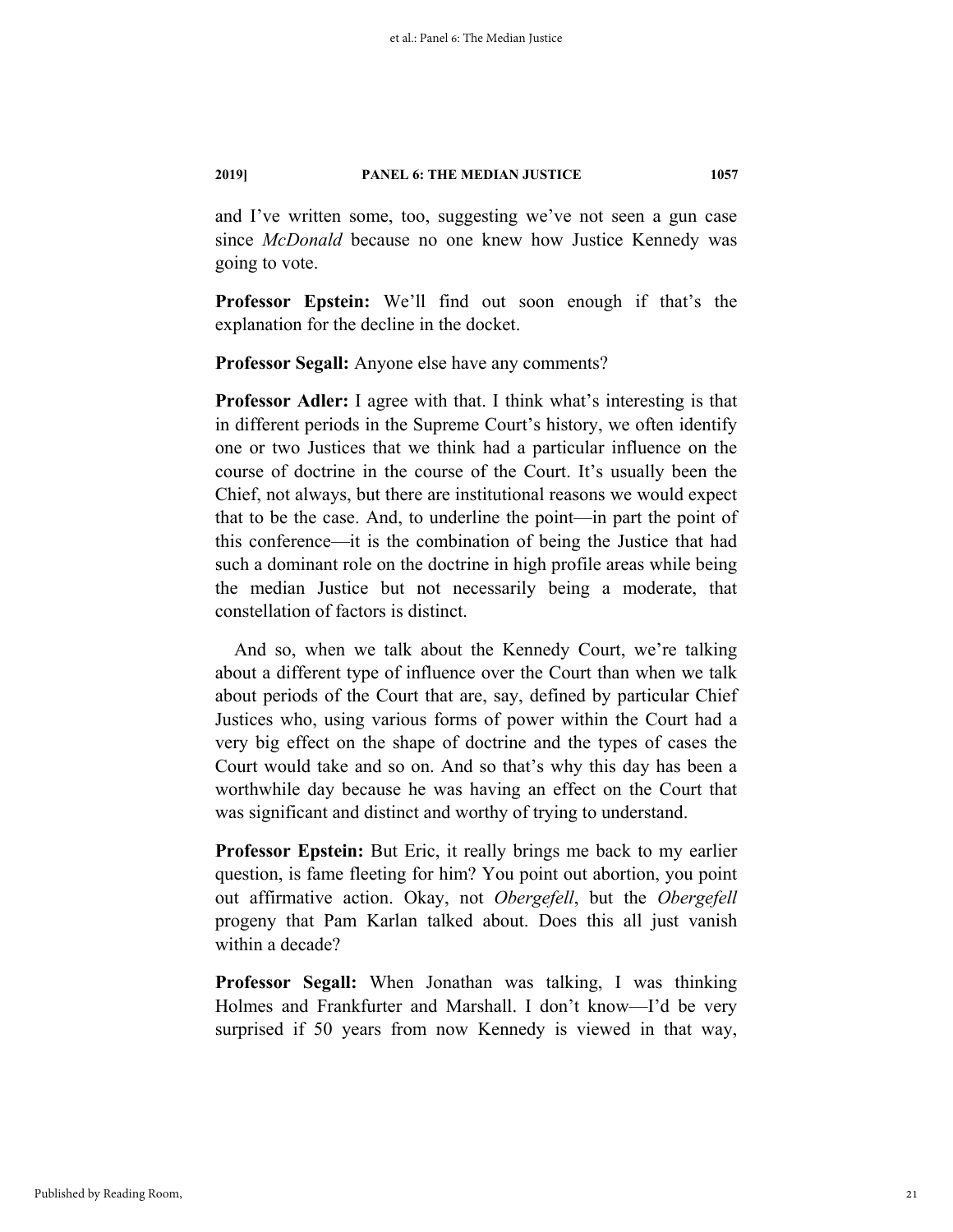and I've written some, too, suggesting we've not seen a gun case since *McDonald* because no one knew how Justice Kennedy was going to vote.

**Professor Epstein:** We'll find out soon enough if that's the explanation for the decline in the docket.

**Professor Segall:** Anyone else have any comments?

**Professor Adler:** I agree with that. I think what's interesting is that in different periods in the Supreme Court's history, we often identify one or two Justices that we think had a particular influence on the course of doctrine in the course of the Court. It's usually been the Chief, not always, but there are institutional reasons we would expect that to be the case. And, to underline the point—in part the point of this conference—it is the combination of being the Justice that had such a dominant role on the doctrine in high profile areas while being the median Justice but not necessarily being a moderate, that constellation of factors is distinct.

And so, when we talk about the Kennedy Court, we're talking about a different type of influence over the Court than when we talk about periods of the Court that are, say, defined by particular Chief Justices who, using various forms of power within the Court had a very big effect on the shape of doctrine and the types of cases the Court would take and so on. And so that's why this day has been a worthwhile day because he was having an effect on the Court that was significant and distinct and worthy of trying to understand.

**Professor Epstein:** But Eric, it really brings me back to my earlier question, is fame fleeting for him? You point out abortion, you point out affirmative action. Okay, not *Obergefell*, but the *Obergefell* progeny that Pam Karlan talked about. Does this all just vanish within a decade?

**Professor Segall:** When Jonathan was talking, I was thinking Holmes and Frankfurter and Marshall. I don't know—I'd be very surprised if 50 years from now Kennedy is viewed in that way,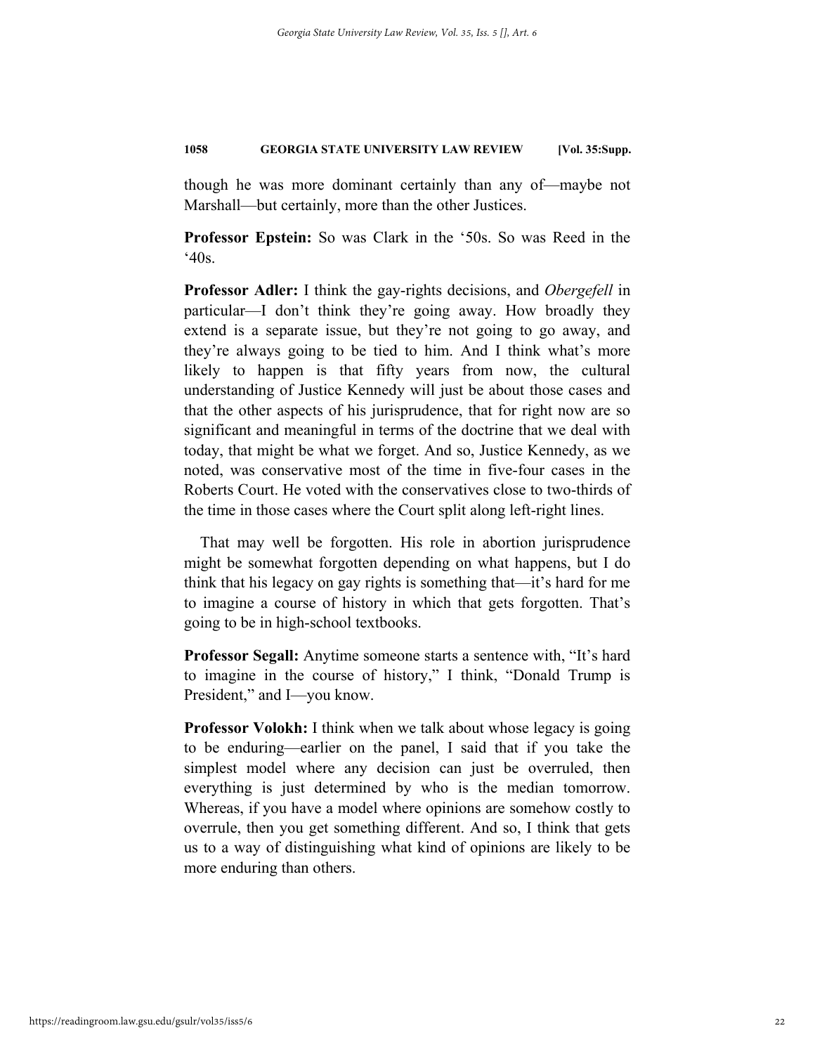though he was more dominant certainly than any of—maybe not Marshall—but certainly, more than the other Justices.

**Professor Epstein:** So was Clark in the '50s. So was Reed in the '40s.

**Professor Adler:** I think the gay-rights decisions, and *Obergefell* in particular—I don't think they're going away. How broadly they extend is a separate issue, but they're not going to go away, and they're always going to be tied to him. And I think what's more likely to happen is that fifty years from now, the cultural understanding of Justice Kennedy will just be about those cases and that the other aspects of his jurisprudence, that for right now are so significant and meaningful in terms of the doctrine that we deal with today, that might be what we forget. And so, Justice Kennedy, as we noted, was conservative most of the time in five-four cases in the Roberts Court. He voted with the conservatives close to two-thirds of the time in those cases where the Court split along left-right lines.

That may well be forgotten. His role in abortion jurisprudence might be somewhat forgotten depending on what happens, but I do think that his legacy on gay rights is something that—it's hard for me to imagine a course of history in which that gets forgotten. That's going to be in high-school textbooks.

**Professor Segall:** Anytime someone starts a sentence with, "It's hard to imagine in the course of history," I think, "Donald Trump is President," and I—you know.

**Professor Volokh:** I think when we talk about whose legacy is going to be enduring—earlier on the panel, I said that if you take the simplest model where any decision can just be overruled, then everything is just determined by who is the median tomorrow. Whereas, if you have a model where opinions are somehow costly to overrule, then you get something different. And so, I think that gets us to a way of distinguishing what kind of opinions are likely to be more enduring than others.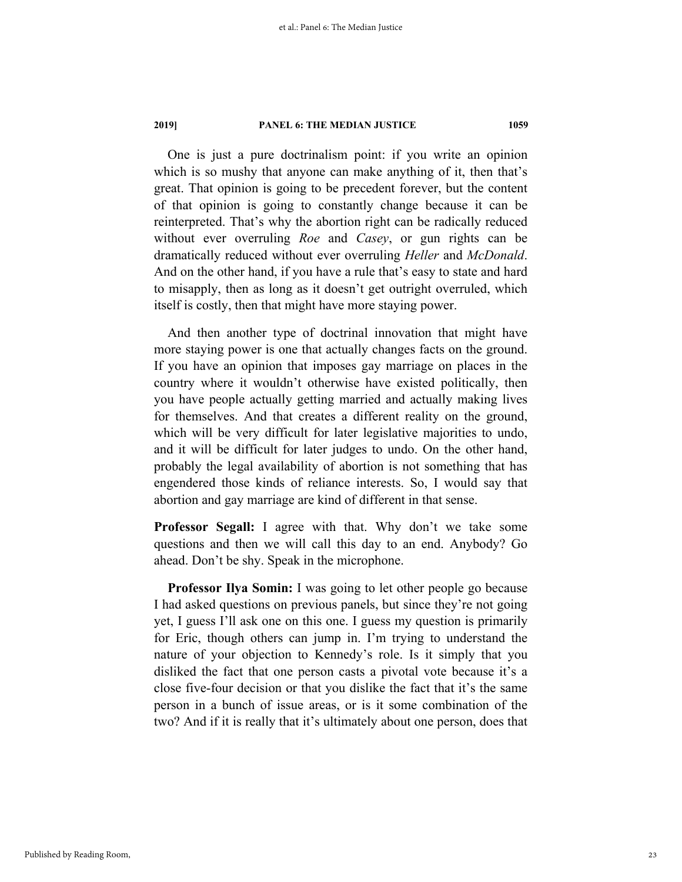One is just a pure doctrinalism point: if you write an opinion which is so mushy that anyone can make anything of it, then that's great. That opinion is going to be precedent forever, but the content of that opinion is going to constantly change because it can be reinterpreted. That's why the abortion right can be radically reduced without ever overruling *Roe* and *Casey*, or gun rights can be dramatically reduced without ever overruling *Heller* and *McDonald*. And on the other hand, if you have a rule that's easy to state and hard to misapply, then as long as it doesn't get outright overruled, which itself is costly, then that might have more staying power.

And then another type of doctrinal innovation that might have more staying power is one that actually changes facts on the ground. If you have an opinion that imposes gay marriage on places in the country where it wouldn't otherwise have existed politically, then you have people actually getting married and actually making lives for themselves. And that creates a different reality on the ground, which will be very difficult for later legislative majorities to undo, and it will be difficult for later judges to undo. On the other hand, probably the legal availability of abortion is not something that has engendered those kinds of reliance interests. So, I would say that abortion and gay marriage are kind of different in that sense.

**Professor Segall:** I agree with that. Why don't we take some questions and then we will call this day to an end. Anybody? Go ahead. Don't be shy. Speak in the microphone.

**Professor Ilya Somin:** I was going to let other people go because I had asked questions on previous panels, but since they're not going yet, I guess I'll ask one on this one. I guess my question is primarily for Eric, though others can jump in. I'm trying to understand the nature of your objection to Kennedy's role. Is it simply that you disliked the fact that one person casts a pivotal vote because it's a close five-four decision or that you dislike the fact that it's the same person in a bunch of issue areas, or is it some combination of the two? And if it is really that it's ultimately about one person, does that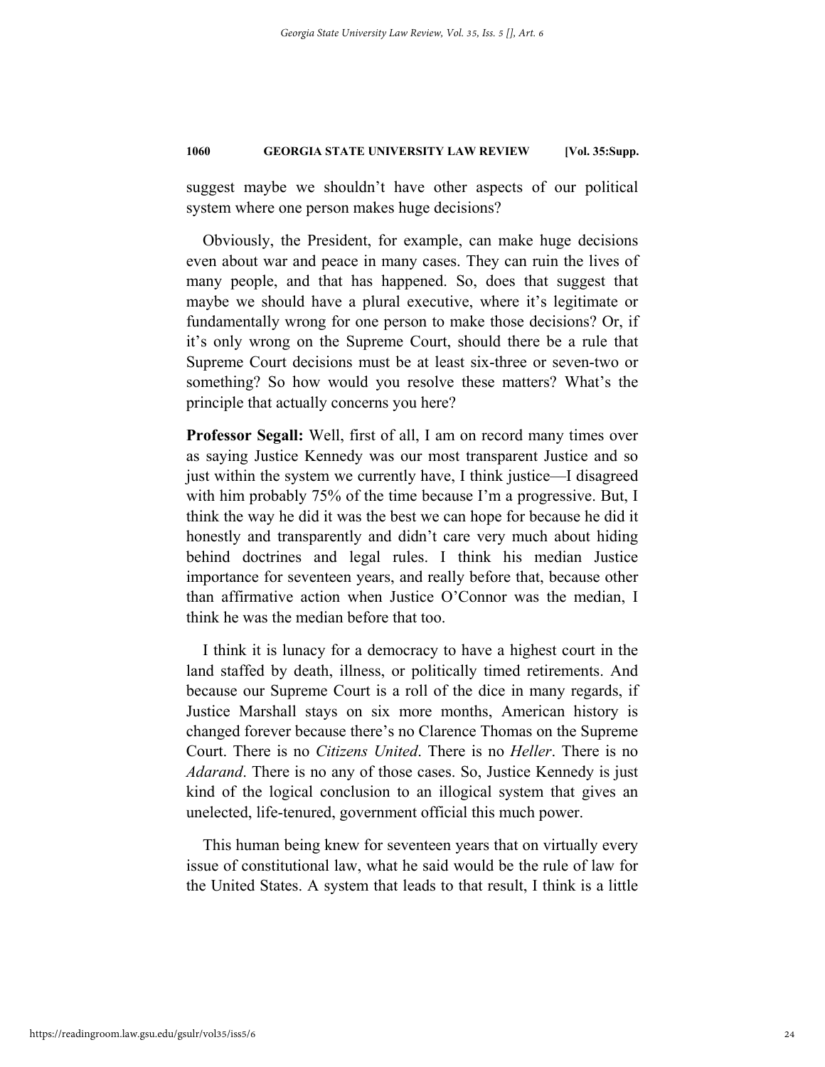suggest maybe we shouldn't have other aspects of our political system where one person makes huge decisions?

Obviously, the President, for example, can make huge decisions even about war and peace in many cases. They can ruin the lives of many people, and that has happened. So, does that suggest that maybe we should have a plural executive, where it's legitimate or fundamentally wrong for one person to make those decisions? Or, if it's only wrong on the Supreme Court, should there be a rule that Supreme Court decisions must be at least six-three or seven-two or something? So how would you resolve these matters? What's the principle that actually concerns you here?

**Professor Segall:** Well, first of all, I am on record many times over as saying Justice Kennedy was our most transparent Justice and so just within the system we currently have, I think justice—I disagreed with him probably 75% of the time because I'm a progressive. But, I think the way he did it was the best we can hope for because he did it honestly and transparently and didn't care very much about hiding behind doctrines and legal rules. I think his median Justice importance for seventeen years, and really before that, because other than affirmative action when Justice O'Connor was the median, I think he was the median before that too.

I think it is lunacy for a democracy to have a highest court in the land staffed by death, illness, or politically timed retirements. And because our Supreme Court is a roll of the dice in many regards, if Justice Marshall stays on six more months, American history is changed forever because there's no Clarence Thomas on the Supreme Court. There is no *Citizens United*. There is no *Heller*. There is no *Adarand*. There is no any of those cases. So, Justice Kennedy is just kind of the logical conclusion to an illogical system that gives an unelected, life-tenured, government official this much power.

This human being knew for seventeen years that on virtually every issue of constitutional law, what he said would be the rule of law for the United States. A system that leads to that result, I think is a little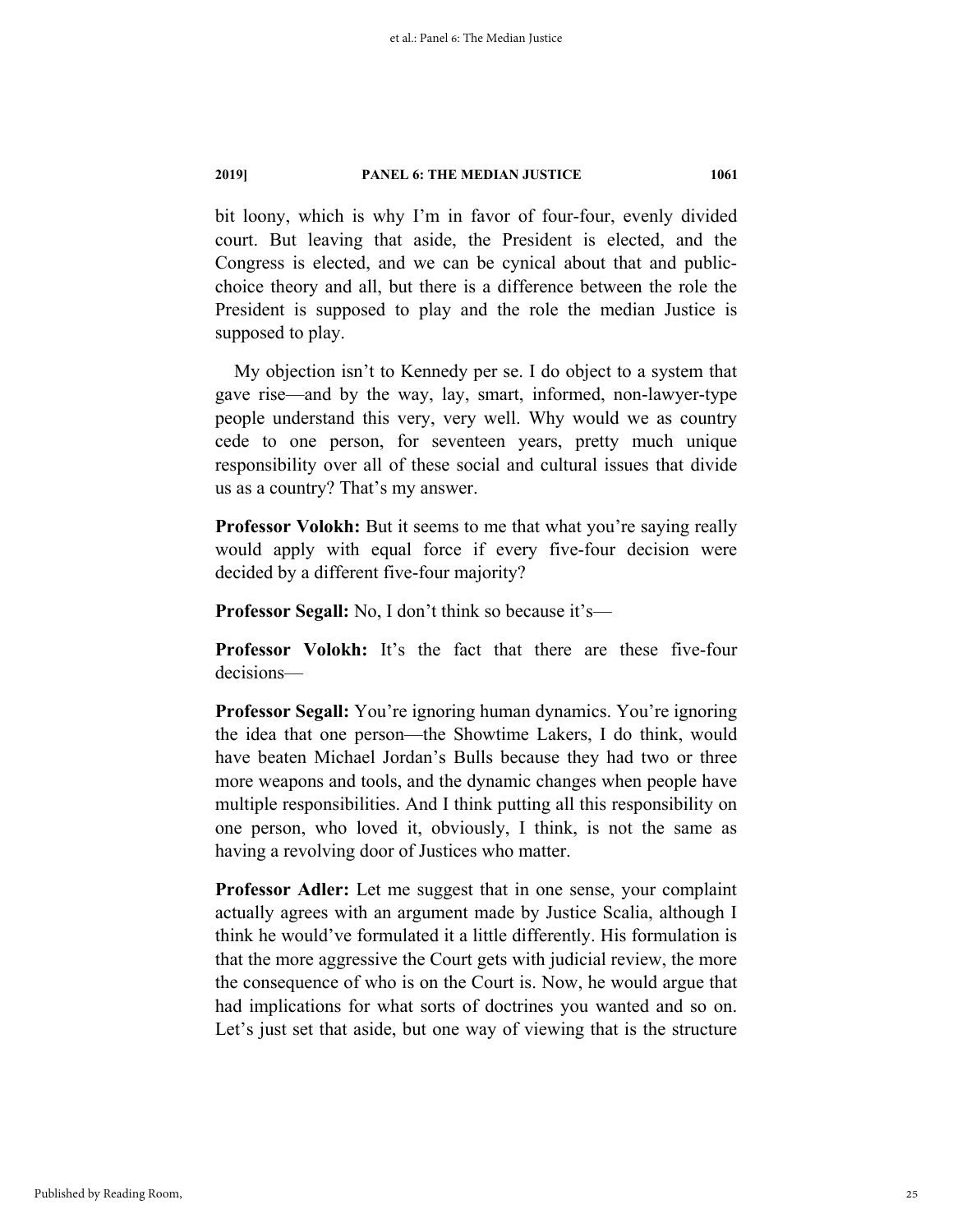bit loony, which is why I'm in favor of four-four, evenly divided court. But leaving that aside, the President is elected, and the Congress is elected, and we can be cynical about that and public-choice theory and all, but there is a difference between the role the President is supposed to play and the role the median Justice is supposed to play.

My objection isn't to Kennedy per se. I do object to a system that gave rise—and by the way, lay, smart, informed, non-lawyer-type people understand this very, very well. Why would we as country cede to one person, for seventeen years, pretty much unique responsibility over all of these social and cultural issues that divide us as a country? That's my answer.

**Professor Volokh:** But it seems to me that what you're saying really would apply with equal force if every five-four decision were decided by a different five-four majority?

**Professor Segall:** No, I don't think so because it's—

**Professor Volokh:** It's the fact that there are these five-four decisions—

**Professor Segall:** You're ignoring human dynamics. You're ignoring the idea that one person—the Showtime Lakers, I do think, would have beaten Michael Jordan's Bulls because they had two or three more weapons and tools, and the dynamic changes when people have multiple responsibilities. And I think putting all this responsibility on one person, who loved it, obviously, I think, is not the same as having a revolving door of Justices who matter.

**Professor Adler:** Let me suggest that in one sense, your complaint actually agrees with an argument made by Justice Scalia, although I think he would've formulated it a little differently. His formulation is that the more aggressive the Court gets with judicial review, the more the consequence of who is on the Court is. Now, he would argue that had implications for what sorts of doctrines you wanted and so on. Let's just set that aside, but one way of viewing that is the structure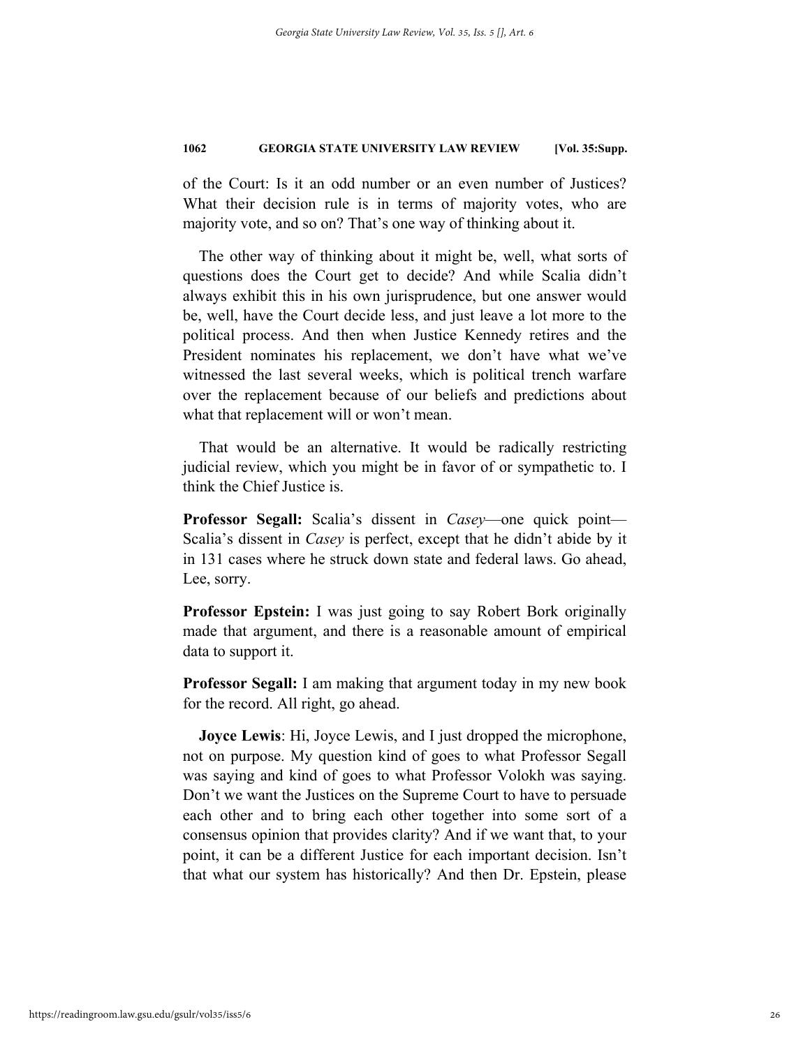of the Court: Is it an odd number or an even number of Justices? What their decision rule is in terms of majority votes, who are majority vote, and so on? That's one way of thinking about it.

The other way of thinking about it might be, well, what sorts of questions does the Court get to decide? And while Scalia didn't always exhibit this in his own jurisprudence, but one answer would be, well, have the Court decide less, and just leave a lot more to the political process. And then when Justice Kennedy retires and the President nominates his replacement, we don't have what we've witnessed the last several weeks, which is political trench warfare over the replacement because of our beliefs and predictions about what that replacement will or won't mean.

That would be an alternative. It would be radically restricting judicial review, which you might be in favor of or sympathetic to. I think the Chief Justice is.

**Professor Segall:** Scalia's dissent in *Casey*—one quick point—Scalia's dissent in *Casey* is perfect, except that he didn't abide by it in 131 cases where he struck down state and federal laws. Go ahead, Lee, sorry.

**Professor Epstein:** I was just going to say Robert Bork originally made that argument, and there is a reasonable amount of empirical data to support it.

**Professor Segall:** I am making that argument today in my new book for the record. All right, go ahead.

**Joyce Lewis**: Hi, Joyce Lewis, and I just dropped the microphone, not on purpose. My question kind of goes to what Professor Segall was saying and kind of goes to what Professor Volokh was saying. Don't we want the Justices on the Supreme Court to have to persuade each other and to bring each other together into some sort of a consensus opinion that provides clarity? And if we want that, to your point, it can be a different Justice for each important decision. Isn't that what our system has historically? And then Dr. Epstein, please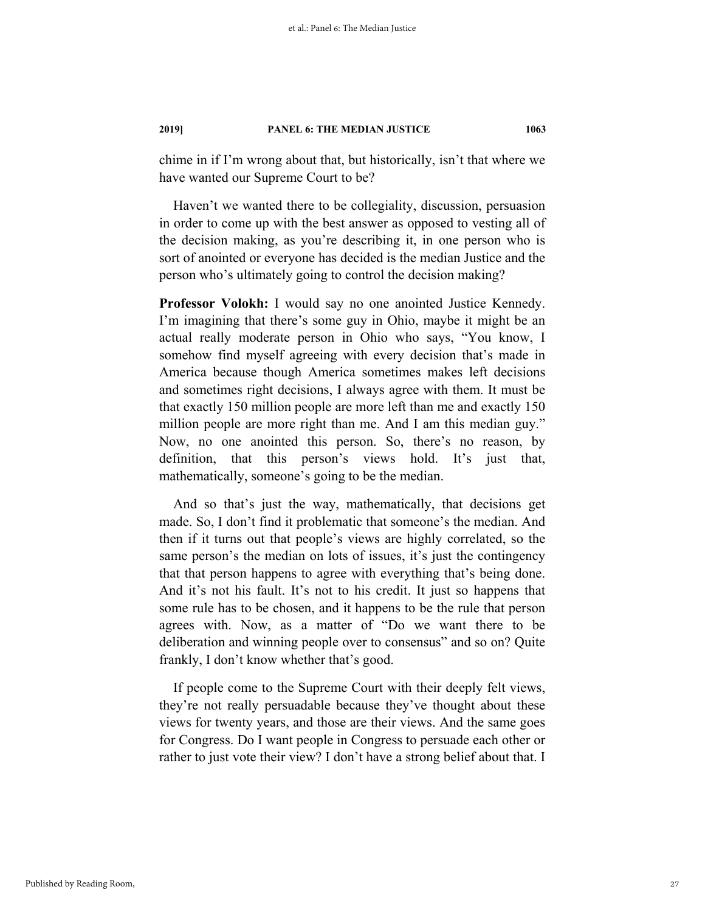chime in if I'm wrong about that, but historically, isn't that where we have wanted our Supreme Court to be?

Haven't we wanted there to be collegiality, discussion, persuasion in order to come up with the best answer as opposed to vesting all of the decision making, as you're describing it, in one person who is sort of anointed or everyone has decided is the median Justice and the person who's ultimately going to control the decision making?

**Professor Volokh:** I would say no one anointed Justice Kennedy. I'm imagining that there's some guy in Ohio, maybe it might be an actual really moderate person in Ohio who says, "You know, I somehow find myself agreeing with every decision that's made in America because though America sometimes makes left decisions and sometimes right decisions, I always agree with them. It must be that exactly 150 million people are more left than me and exactly 150 million people are more right than me. And I am this median guy." Now, no one anointed this person. So, there's no reason, by definition, that this person's views hold. It's just that, mathematically, someone's going to be the median.

And so that's just the way, mathematically, that decisions get made. So, I don't find it problematic that someone's the median. And then if it turns out that people's views are highly correlated, so the same person's the median on lots of issues, it's just the contingency that that person happens to agree with everything that's being done. And it's not his fault. It's not to his credit. It just so happens that some rule has to be chosen, and it happens to be the rule that person agrees with. Now, as a matter of "Do we want there to be deliberation and winning people over to consensus" and so on? Quite frankly, I don't know whether that's good.

If people come to the Supreme Court with their deeply felt views, they're not really persuadable because they've thought about these views for twenty years, and those are their views. And the same goes for Congress. Do I want people in Congress to persuade each other or rather to just vote their view? I don't have a strong belief about that. I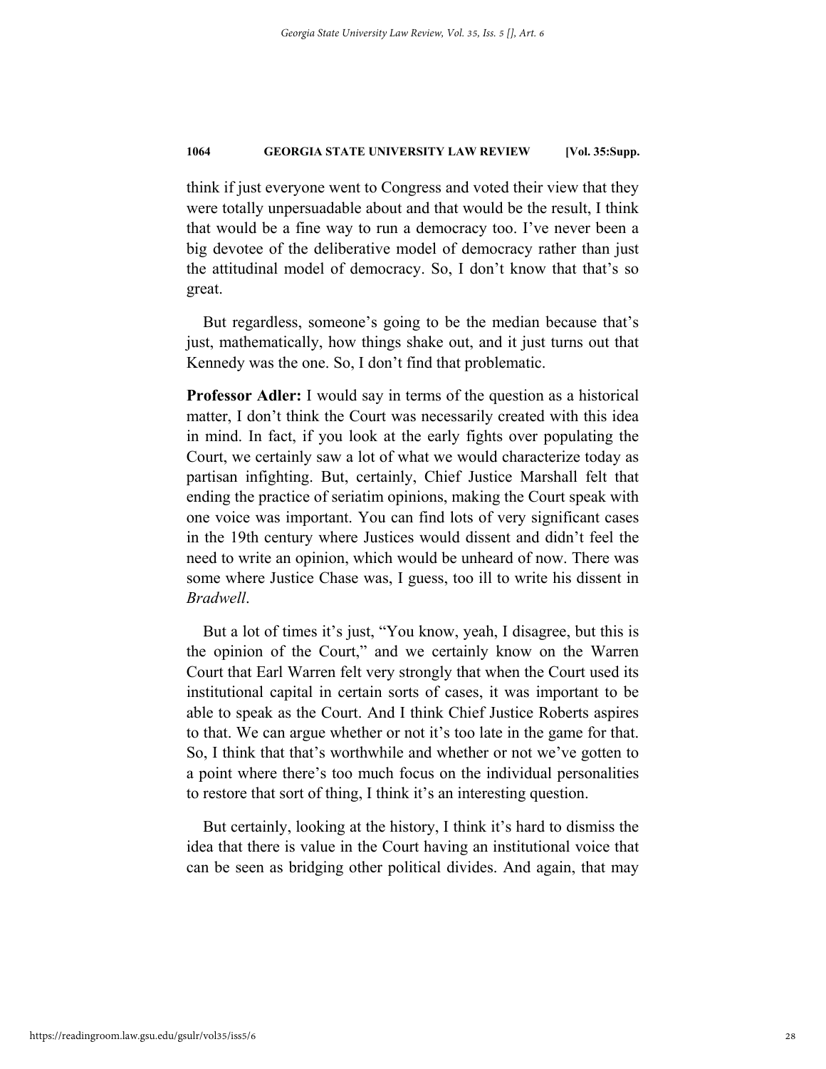think if just everyone went to Congress and voted their view that they were totally unpersuadable about and that would be the result, I think that would be a fine way to run a democracy too. I've never been a big devotee of the deliberative model of democracy rather than just the attitudinal model of democracy. So, I don't know that that's so great.

But regardless, someone's going to be the median because that's just, mathematically, how things shake out, and it just turns out that Kennedy was the one. So, I don't find that problematic.

**Professor Adler:** I would say in terms of the question as a historical matter, I don't think the Court was necessarily created with this idea in mind. In fact, if you look at the early fights over populating the Court, we certainly saw a lot of what we would characterize today as partisan infighting. But, certainly, Chief Justice Marshall felt that ending the practice of seriatim opinions, making the Court speak with one voice was important. You can find lots of very significant cases in the 19th century where Justices would dissent and didn't feel the need to write an opinion, which would be unheard of now. There was some where Justice Chase was, I guess, too ill to write his dissent in *Bradwell*.

But a lot of times it's just, "You know, yeah, I disagree, but this is the opinion of the Court," and we certainly know on the Warren Court that Earl Warren felt very strongly that when the Court used its institutional capital in certain sorts of cases, it was important to be able to speak as the Court. And I think Chief Justice Roberts aspires to that. We can argue whether or not it's too late in the game for that. So, I think that that's worthwhile and whether or not we've gotten to a point where there's too much focus on the individual personalities to restore that sort of thing, I think it's an interesting question.

But certainly, looking at the history, I think it's hard to dismiss the idea that there is value in the Court having an institutional voice that can be seen as bridging other political divides. And again, that may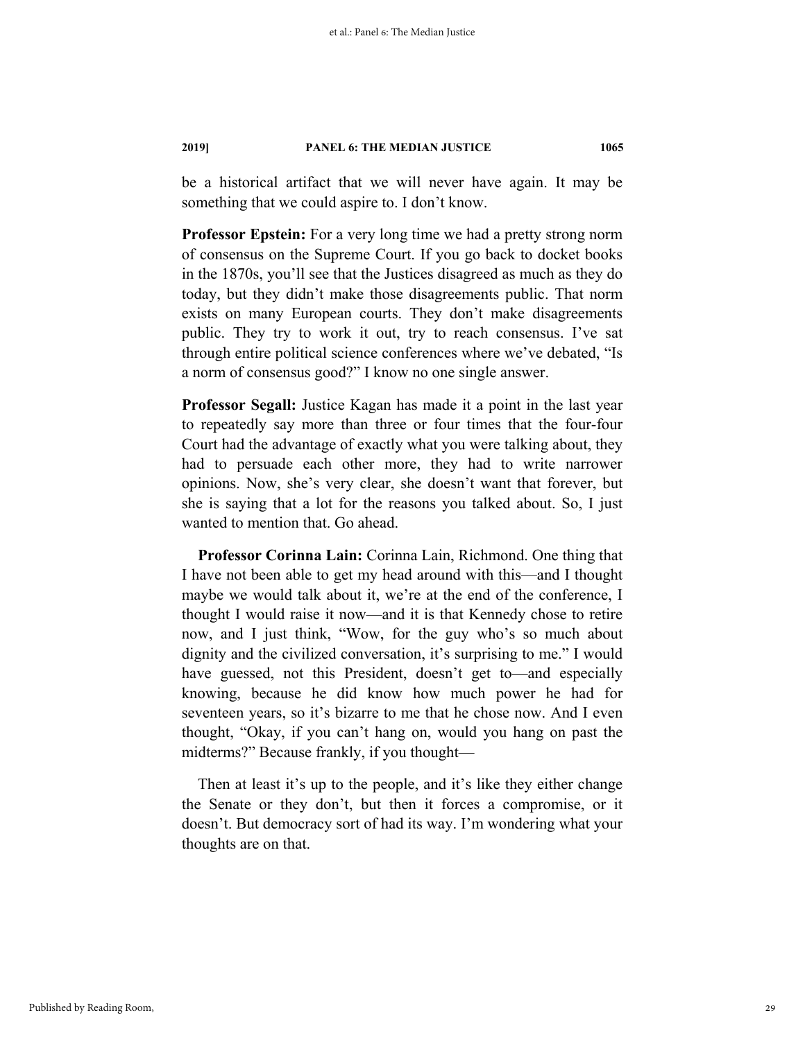be a historical artifact that we will never have again. It may be something that we could aspire to. I don't know.

**Professor Epstein:** For a very long time we had a pretty strong norm of consensus on the Supreme Court. If you go back to docket books in the 1870s, you'll see that the Justices disagreed as much as they do today, but they didn't make those disagreements public. That norm exists on many European courts. They don't make disagreements public. They try to work it out, try to reach consensus. I've sat through entire political science conferences where we've debated, "Is a norm of consensus good?" I know no one single answer.

**Professor Segall:** Justice Kagan has made it a point in the last year to repeatedly say more than three or four times that the four-four Court had the advantage of exactly what you were talking about, they had to persuade each other more, they had to write narrower opinions. Now, she's very clear, she doesn't want that forever, but she is saying that a lot for the reasons you talked about. So, I just wanted to mention that. Go ahead.

**Professor Corinna Lain:** Corinna Lain, Richmond. One thing that I have not been able to get my head around with this—and I thought maybe we would talk about it, we're at the end of the conference, I thought I would raise it now—and it is that Kennedy chose to retire now, and I just think, "Wow, for the guy who's so much about dignity and the civilized conversation, it's surprising to me." I would have guessed, not this President, doesn't get to—and especially knowing, because he did know how much power he had for seventeen years, so it's bizarre to me that he chose now. And I even thought, "Okay, if you can't hang on, would you hang on past the midterms?" Because frankly, if you thought—

Then at least it's up to the people, and it's like they either change the Senate or they don't, but then it forces a compromise, or it doesn't. But democracy sort of had its way. I'm wondering what your thoughts are on that.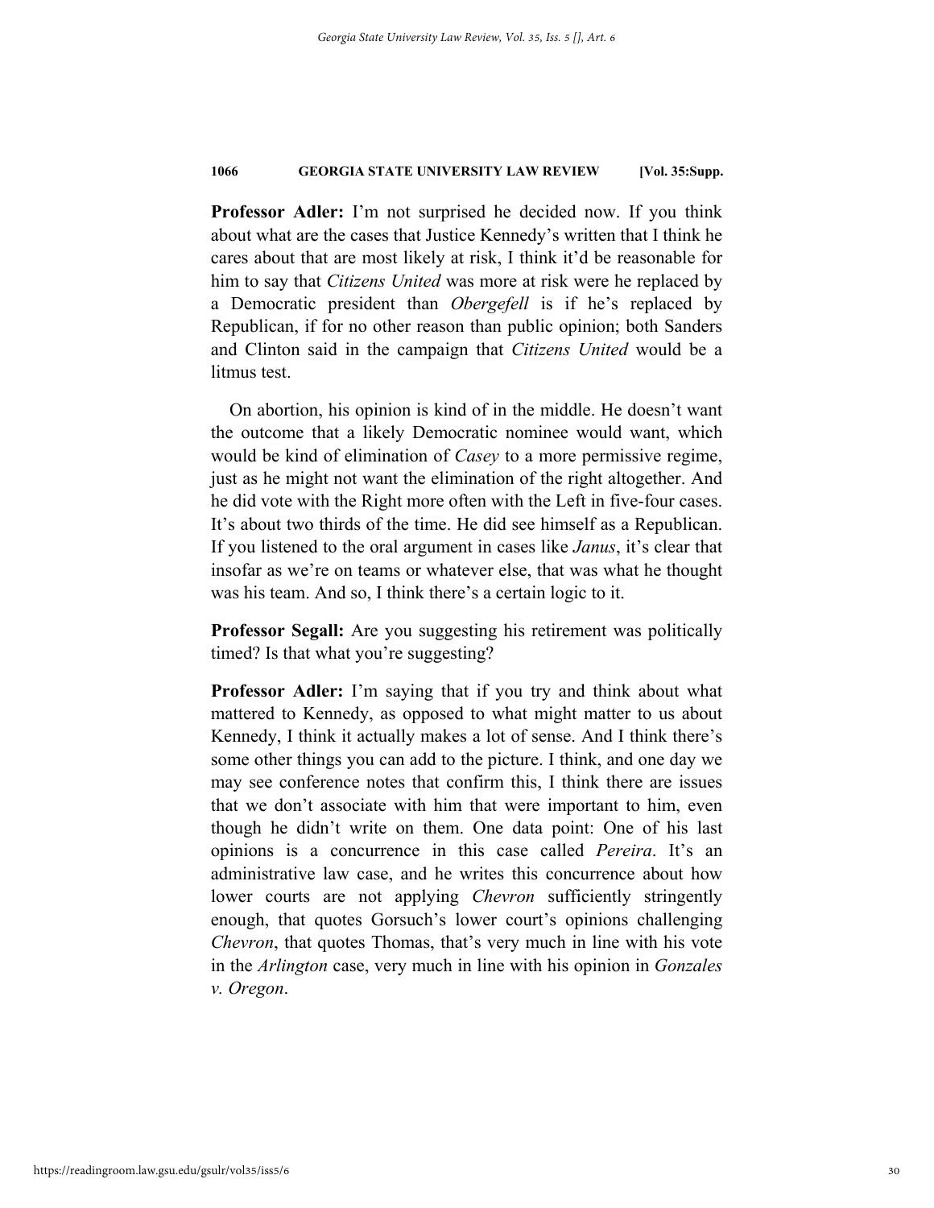**Professor Adler:** I'm not surprised he decided now. If you think about what are the cases that Justice Kennedy's written that I think he cares about that are most likely at risk, I think it'd be reasonable for him to say that *Citizens United* was more at risk were he replaced by a Democratic president than *Obergefell* is if he's replaced by Republican, if for no other reason than public opinion; both Sanders and Clinton said in the campaign that *Citizens United* would be a litmus test.

On abortion, his opinion is kind of in the middle. He doesn't want the outcome that a likely Democratic nominee would want, which would be kind of elimination of *Casey* to a more permissive regime, just as he might not want the elimination of the right altogether. And he did vote with the Right more often with the Left in five-four cases. It's about two thirds of the time. He did see himself as a Republican. If you listened to the oral argument in cases like *Janus*, it's clear that insofar as we're on teams or whatever else, that was what he thought was his team. And so, I think there's a certain logic to it.

**Professor Segall:** Are you suggesting his retirement was politically timed? Is that what you're suggesting?

**Professor Adler:** I'm saying that if you try and think about what mattered to Kennedy, as opposed to what might matter to us about Kennedy, I think it actually makes a lot of sense. And I think there's some other things you can add to the picture. I think, and one day we may see conference notes that confirm this, I think there are issues that we don't associate with him that were important to him, even though he didn't write on them. One data point: One of his last opinions is a concurrence in this case called *Pereira*. It's an administrative law case, and he writes this concurrence about how lower courts are not applying *Chevron* sufficiently stringently enough, that quotes Gorsuch's lower court's opinions challenging *Chevron*, that quotes Thomas, that's very much in line with his vote in the *Arlington* case, very much in line with his opinion in *Gonzales v. Oregon*.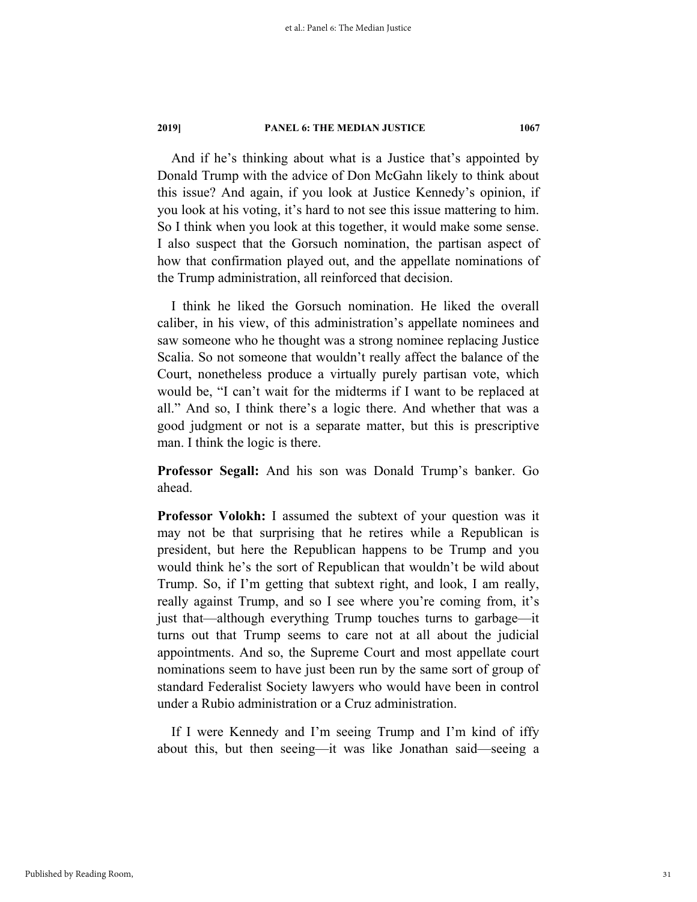And if he's thinking about what is a Justice that's appointed by Donald Trump with the advice of Don McGahn likely to think about this issue? And again, if you look at Justice Kennedy's opinion, if you look at his voting, it's hard to not see this issue mattering to him. So I think when you look at this together, it would make some sense. I also suspect that the Gorsuch nomination, the partisan aspect of how that confirmation played out, and the appellate nominations of the Trump administration, all reinforced that decision.

I think he liked the Gorsuch nomination. He liked the overall caliber, in his view, of this administration's appellate nominees and saw someone who he thought was a strong nominee replacing Justice Scalia. So not someone that wouldn't really affect the balance of the Court, nonetheless produce a virtually purely partisan vote, which would be, "I can't wait for the midterms if I want to be replaced at all." And so, I think there's a logic there. And whether that was a good judgment or not is a separate matter, but this is prescriptive man. I think the logic is there.

**Professor Segall:** And his son was Donald Trump's banker. Go ahead.

**Professor Volokh:** I assumed the subtext of your question was it may not be that surprising that he retires while a Republican is president, but here the Republican happens to be Trump and you would think he's the sort of Republican that wouldn't be wild about Trump. So, if I'm getting that subtext right, and look, I am really, really against Trump, and so I see where you're coming from, it's just that—although everything Trump touches turns to garbage—it turns out that Trump seems to care not at all about the judicial appointments. And so, the Supreme Court and most appellate court nominations seem to have just been run by the same sort of group of standard Federalist Society lawyers who would have been in control under a Rubio administration or a Cruz administration.

If I were Kennedy and I'm seeing Trump and I'm kind of iffy about this, but then seeing—it was like Jonathan said—seeing a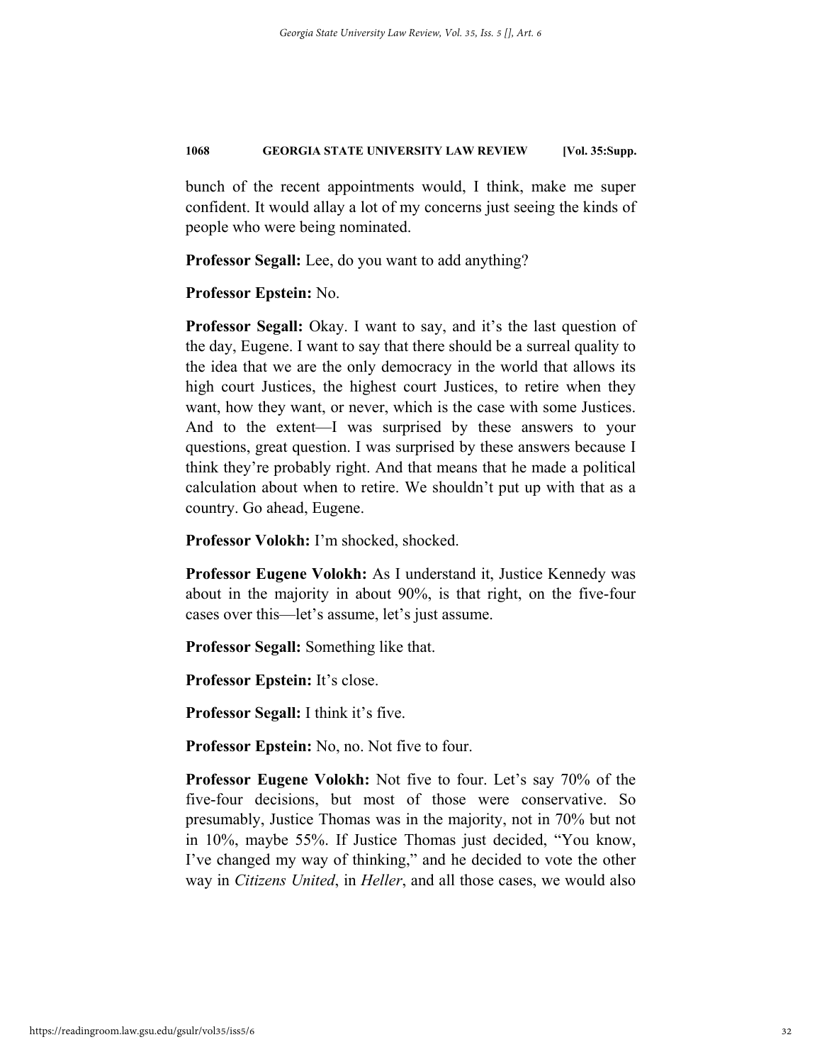bunch of the recent appointments would, I think, make me super confident. It would allay a lot of my concerns just seeing the kinds of people who were being nominated.

**Professor Segall:** Lee, do you want to add anything?

**Professor Epstein:** No.

**Professor Segall:** Okay. I want to say, and it's the last question of the day, Eugene. I want to say that there should be a surreal quality to the idea that we are the only democracy in the world that allows its high court Justices, the highest court Justices, to retire when they want, how they want, or never, which is the case with some Justices. And to the extent—I was surprised by these answers to your questions, great question. I was surprised by these answers because I think they're probably right. And that means that he made a political calculation about when to retire. We shouldn't put up with that as a country. Go ahead, Eugene.

**Professor Volokh:** I'm shocked, shocked.

**Professor Eugene Volokh:** As I understand it, Justice Kennedy was about in the majority in about 90%, is that right, on the five-four cases over this—let's assume, let's just assume.

**Professor Segall:** Something like that.

**Professor Epstein:** It's close.

**Professor Segall:** I think it's five.

**Professor Epstein:** No, no. Not five to four.

**Professor Eugene Volokh:** Not five to four. Let's say 70% of the five-four decisions, but most of those were conservative. So presumably, Justice Thomas was in the majority, not in 70% but not in 10%, maybe 55%. If Justice Thomas just decided, "You know, I've changed my way of thinking," and he decided to vote the other way in *Citizens United*, in *Heller*, and all those cases, we would also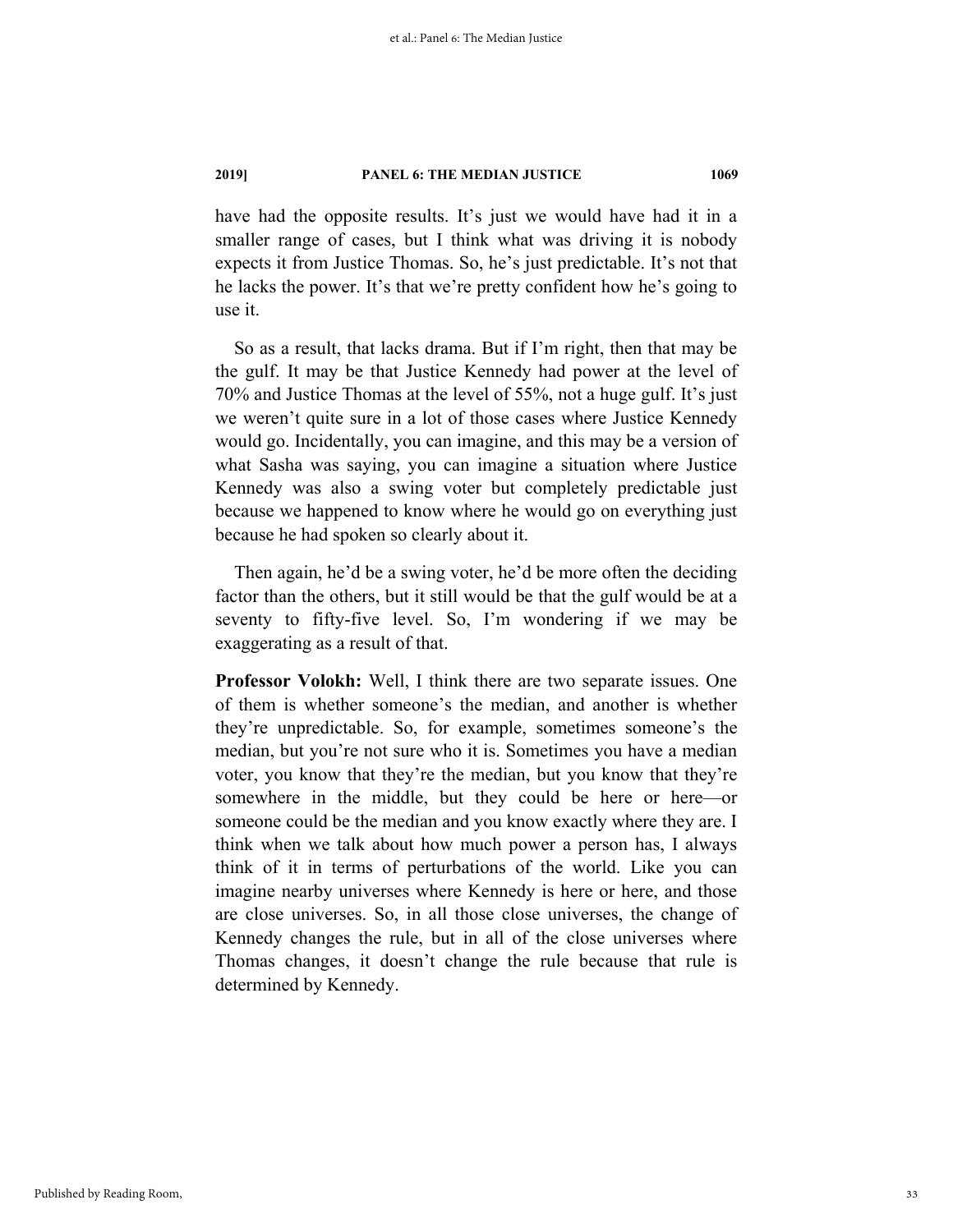have had the opposite results. It's just we would have had it in a smaller range of cases, but I think what was driving it is nobody expects it from Justice Thomas. So, he's just predictable. It's not that he lacks the power. It's that we're pretty confident how he's going to use it.

So as a result, that lacks drama. But if I'm right, then that may be the gulf. It may be that Justice Kennedy had power at the level of 70% and Justice Thomas at the level of 55%, not a huge gulf. It's just we weren't quite sure in a lot of those cases where Justice Kennedy would go. Incidentally, you can imagine, and this may be a version of what Sasha was saying, you can imagine a situation where Justice Kennedy was also a swing voter but completely predictable just because we happened to know where he would go on everything just because he had spoken so clearly about it.

Then again, he'd be a swing voter, he'd be more often the deciding factor than the others, but it still would be that the gulf would be at a seventy to fifty-five level. So, I'm wondering if we may be exaggerating as a result of that.

**Professor Volokh:** Well, I think there are two separate issues. One of them is whether someone's the median, and another is whether they're unpredictable. So, for example, sometimes someone's the median, but you're not sure who it is. Sometimes you have a median voter, you know that they're the median, but you know that they're somewhere in the middle, but they could be here or here—or someone could be the median and you know exactly where they are. I think when we talk about how much power a person has, I always think of it in terms of perturbations of the world. Like you can imagine nearby universes where Kennedy is here or here, and those are close universes. So, in all those close universes, the change of Kennedy changes the rule, but in all of the close universes where Thomas changes, it doesn't change the rule because that rule is determined by Kennedy.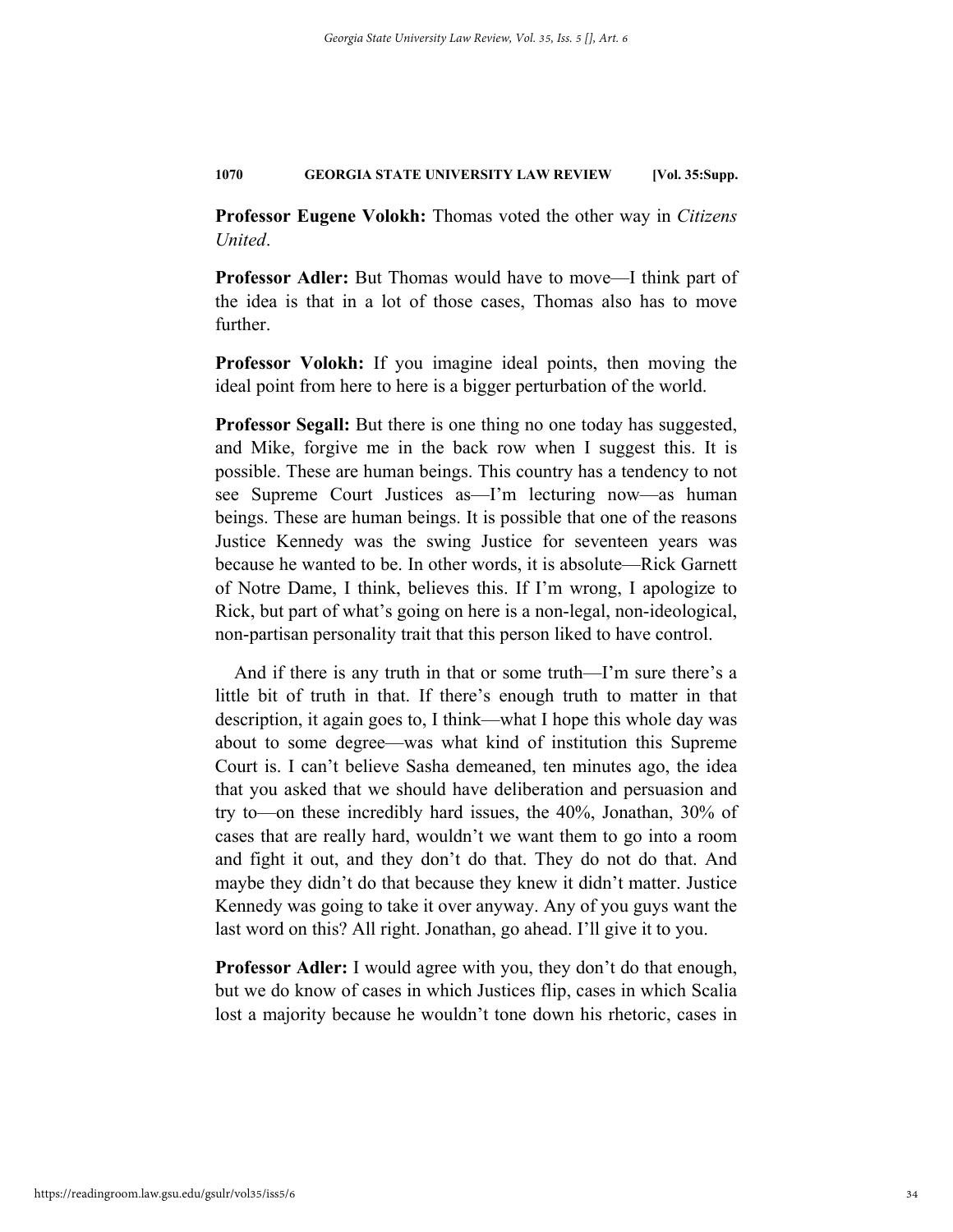**Professor Eugene Volokh:** Thomas voted the other way in *Citizens United*.

**Professor Adler:** But Thomas would have to move—I think part of the idea is that in a lot of those cases, Thomas also has to move further.

**Professor Volokh:** If you imagine ideal points, then moving the ideal point from here to here is a bigger perturbation of the world.

**Professor Segall:** But there is one thing no one today has suggested, and Mike, forgive me in the back row when I suggest this. It is possible. These are human beings. This country has a tendency to not see Supreme Court Justices as—I'm lecturing now—as human beings. These are human beings. It is possible that one of the reasons Justice Kennedy was the swing Justice for seventeen years was because he wanted to be. In other words, it is absolute—Rick Garnett of Notre Dame, I think, believes this. If I'm wrong, I apologize to Rick, but part of what's going on here is a non-legal, non-ideological, non-partisan personality trait that this person liked to have control.

And if there is any truth in that or some truth—I'm sure there's a little bit of truth in that. If there's enough truth to matter in that description, it again goes to, I think—what I hope this whole day was about to some degree—was what kind of institution this Supreme Court is. I can't believe Sasha demeaned, ten minutes ago, the idea that you asked that we should have deliberation and persuasion and try to—on these incredibly hard issues, the 40%, Jonathan, 30% of cases that are really hard, wouldn't we want them to go into a room and fight it out, and they don't do that. They do not do that. And maybe they didn't do that because they knew it didn't matter. Justice Kennedy was going to take it over anyway. Any of you guys want the last word on this? All right. Jonathan, go ahead. I'll give it to you.

**Professor Adler:** I would agree with you, they don't do that enough, but we do know of cases in which Justices flip, cases in which Scalia lost a majority because he wouldn't tone down his rhetoric, cases in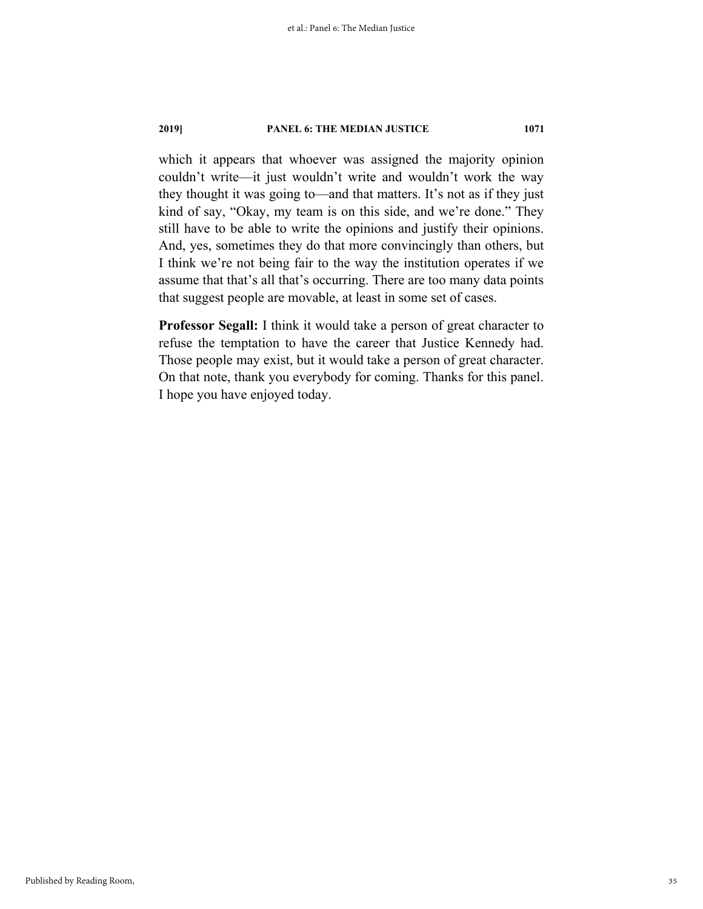which it appears that whoever was assigned the majority opinion couldn't write—it just wouldn't write and wouldn't work the way they thought it was going to—and that matters. It's not as if they just kind of say, "Okay, my team is on this side, and we're done." They still have to be able to write the opinions and justify their opinions. And, yes, sometimes they do that more convincingly than others, but I think we're not being fair to the way the institution operates if we assume that that's all that's occurring. There are too many data points that suggest people are movable, at least in some set of cases.

**Professor Segall:** I think it would take a person of great character to refuse the temptation to have the career that Justice Kennedy had. Those people may exist, but it would take a person of great character. On that note, thank you everybody for coming. Thanks for this panel. I hope you have enjoyed today.